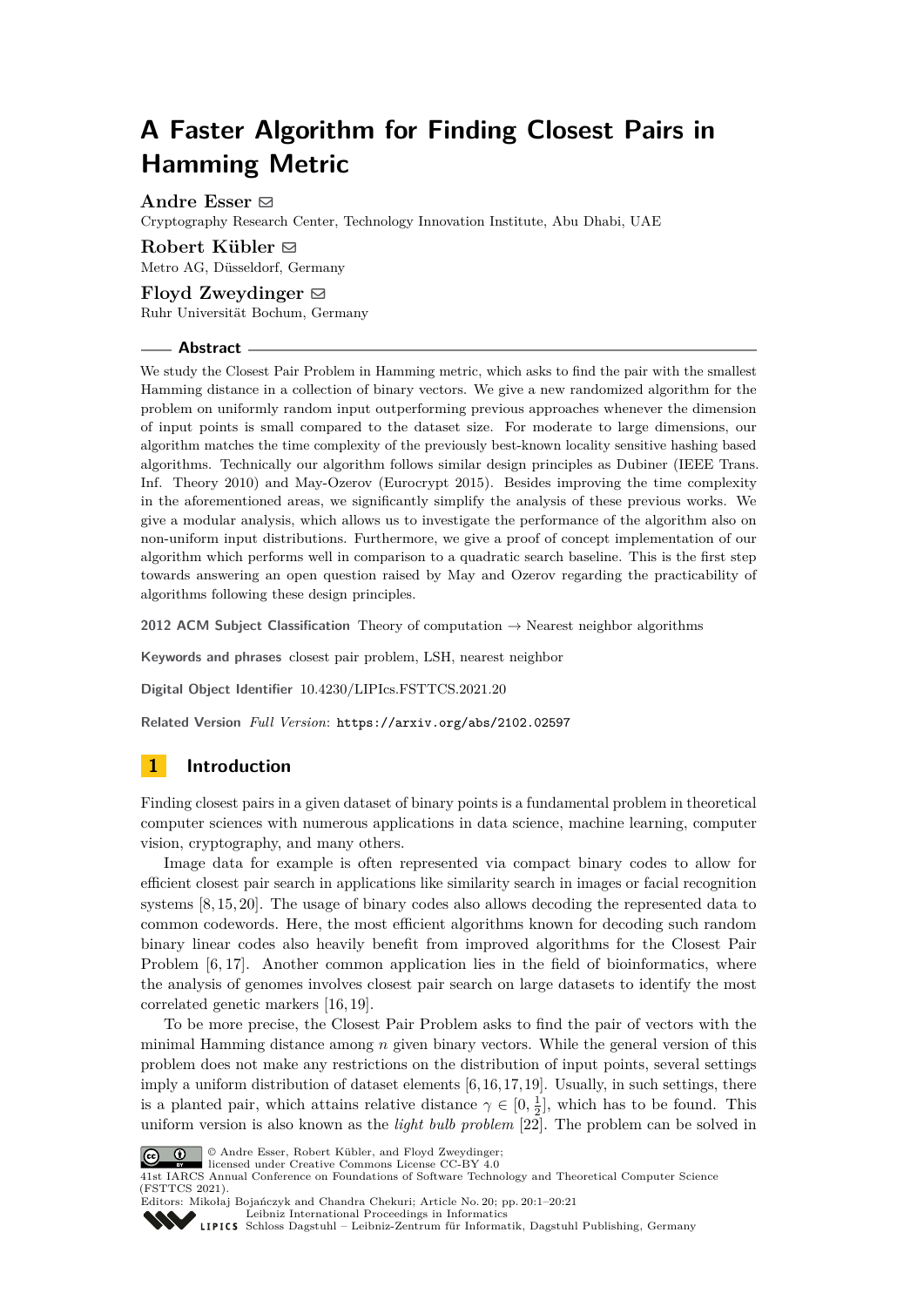# A Faster Algorithm for Finding Closest Pairs in Hamming Metric

**Andre Esser** ✉
Cryptography Research Center, Technology Innovation Institute, Abu Dhabi, UAE

**Robert Kübler** ✉
Metro AG, Düsseldorf, Germany

**Floyd Zweydinger** ✉
Ruhr Universität Bochum, Germany

## Abstract

We study the Closest Pair Problem in Hamming metric, which asks to find the pair with the smallest Hamming distance in a collection of binary vectors. We give a new randomized algorithm for the problem on uniformly random input outperforming previous approaches whenever the dimension of input points is small compared to the dataset size. For moderate to large dimensions, our algorithm matches the time complexity of the previously best-known locality sensitive hashing based algorithms. Technically our algorithm follows similar design principles as Dubiner (IEEE Trans. Inf. Theory 2010) and May-Ozerov (Eurocrypt 2015). Besides improving the time complexity in the aforementioned areas, we significantly simplify the analysis of these previous works. We give a modular analysis, which allows us to investigate the performance of the algorithm also on non-uniform input distributions. Furthermore, we give a proof of concept implementation of our algorithm which performs well in comparison to a quadratic search baseline. This is the first step towards answering an open question raised by May and Ozerov regarding the practicability of algorithms following these design principles.

**2012 ACM Subject Classification** Theory of computation → Nearest neighbor algorithms

**Keywords and phrases** closest pair problem, LSH, nearest neighbor

**Digital Object Identifier** 10.4230/LIPIcs.FSTTCS.2021.20

**Related Version** *Full Version*: https://arxiv.org/abs/2102.02597

## 1 Introduction

Finding closest pairs in a given dataset of binary points is a fundamental problem in theoretical computer sciences with numerous applications in data science, machine learning, computer vision, cryptography, and many others.

Image data for example is often represented via compact binary codes to allow for efficient closest pair search in applications like similarity search in images or facial recognition systems [8,15,20]. The usage of binary codes also allows decoding the represented data to common codewords. Here, the most efficient algorithms known for decoding such random binary linear codes also heavily benefit from improved algorithms for the Closest Pair Problem [6,17]. Another common application lies in the field of bioinformatics, where the analysis of genomes involves closest pair search on large datasets to identify the most correlated genetic markers [16,19].

To be more precise, the Closest Pair Problem asks to find the pair of vectors with the minimal Hamming distance among $n$ given binary vectors. While the general version of this problem does not make any restrictions on the distribution of input points, several settings imply a uniform distribution of dataset elements [6,16,17,19]. Usually, in such settings, there is a planted pair, which attains relative distance $\gamma \in [0, \frac{1}{2}]$, which has to be found. This uniform version is also known as the *light bulb problem* [22]. The problem can be solved in

© Andre Esser, Robert Kübler, and Floyd Zweydinger;
licensed under Creative Commons License CC-BY 4.0
41st IARCS Annual Conference on Foundations of Software Technology and Theoretical Computer Science (FSTTCS 2021).
Editors: Mikołaj Bojańczyk and Chandra Chekuri; Article No. 20; pp. 20:1–20:21
Leibniz International Proceedings in Informatics
Schloss Dagstuhl – Leibniz-Zentrum für Informatik, Dagstuhl Publishing, Germany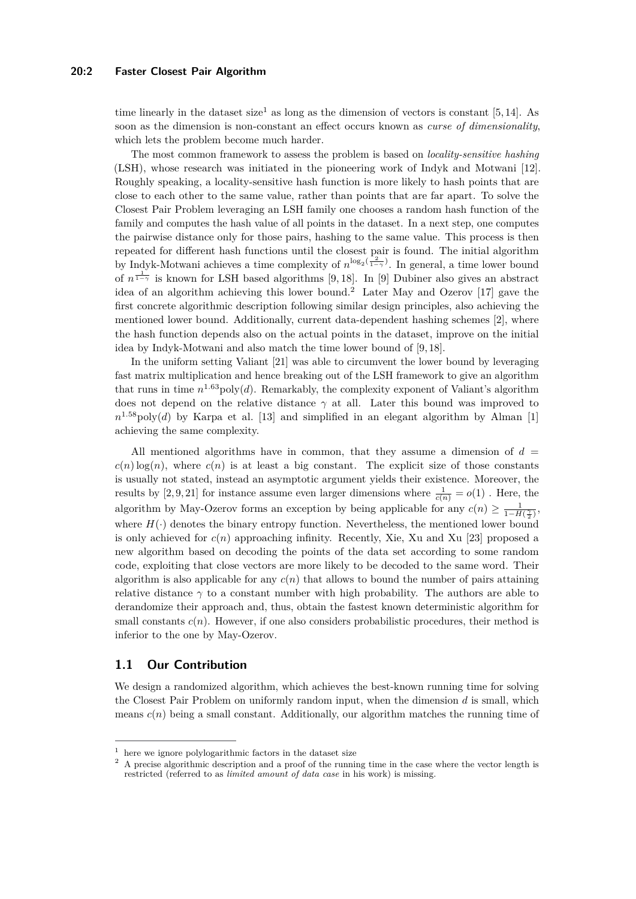time linearly in the dataset size[1] as long as the dimension of vectors is constant [5, 14]. As soon as the dimension is non-constant an effect occurs known as *curse of dimensionality*, which lets the problem become much harder.

The most common framework to assess the problem is based on *locality-sensitive hashing* (LSH), whose research was initiated in the pioneering work of Indyk and Motwani [12]. Roughly speaking, a locality-sensitive hash function is more likely to hash points that are close to each other to the same value, rather than points that are far apart. To solve the Closest Pair Problem leveraging an LSH family one chooses a random hash function of the family and computes the hash value of all points in the dataset. In a next step, one computes the pairwise distance only for those pairs, hashing to the same value. This process is then repeated for different hash functions until the closest pair is found. The initial algorithm by Indyk-Motwani achieves a time complexity of $n^{\log_2(\frac{2}{1-\gamma})}$. In general, a time lower bound of $n^{\frac{1}{1-\gamma}}$ is known for LSH based algorithms [9, 18]. In [9] Dubiner also gives an abstract idea of an algorithm achieving this lower bound.[2] Later May and Ozerov [17] gave the first concrete algorithmic description following similar design principles, also achieving the mentioned lower bound. Additionally, current data-dependent hashing schemes [2], where the hash function depends also on the actual points in the dataset, improve on the initial idea by Indyk-Motwani and also match the time lower bound of [9, 18].

In the uniform setting Valiant [21] was able to circumvent the lower bound by leveraging fast matrix multiplication and hence breaking out of the LSH framework to give an algorithm that runs in time $n^{1.63}\mathrm{poly}(d)$. Remarkably, the complexity exponent of Valiant's algorithm does not depend on the relative distance $\gamma$ at all. Later this bound was improved to $n^{1.58}\mathrm{poly}(d)$ by Karpa et al. [13] and simplified in an elegant algorithm by Alman [1] achieving the same complexity.

All mentioned algorithms have in common, that they assume a dimension of $d = c(n)\log(n)$, where $c(n)$ is at least a big constant. The explicit size of those constants is usually not stated, instead an asymptotic argument yields their existence. Moreover, the results by [2, 9, 21] for instance assume even larger dimensions where $\frac{1}{c(n)} = o(1)$ . Here, the algorithm by May-Ozerov forms an exception by being applicable for any $c(n) \geq \frac{1}{1-H(\frac{\gamma}{2})}$, where $H(\cdot)$ denotes the binary entropy function. Nevertheless, the mentioned lower bound is only achieved for $c(n)$ approaching infinity. Recently, Xie, Xu and Xu [23] proposed a new algorithm based on decoding the points of the data set according to some random code, exploiting that close vectors are more likely to be decoded to the same word. Their algorithm is also applicable for any $c(n)$ that allows to bound the number of pairs attaining relative distance $\gamma$ to a constant number with high probability. The authors are able to derandomize their approach and, thus, obtain the fastest known deterministic algorithm for small constants $c(n)$. However, if one also considers probabilistic procedures, their method is inferior to the one by May-Ozerov.

## 1.1 Our Contribution

We design a randomized algorithm, which achieves the best-known running time for solving the Closest Pair Problem on uniformly random input, when the dimension $d$ is small, which means $c(n)$ being a small constant. Additionally, our algorithm matches the running time of

[1] here we ignore polylogarithmic factors in the dataset size

[2] A precise algorithmic description and a proof of the running time in the case where the vector length is restricted (referred to as *limited amount of data case* in his work) is missing.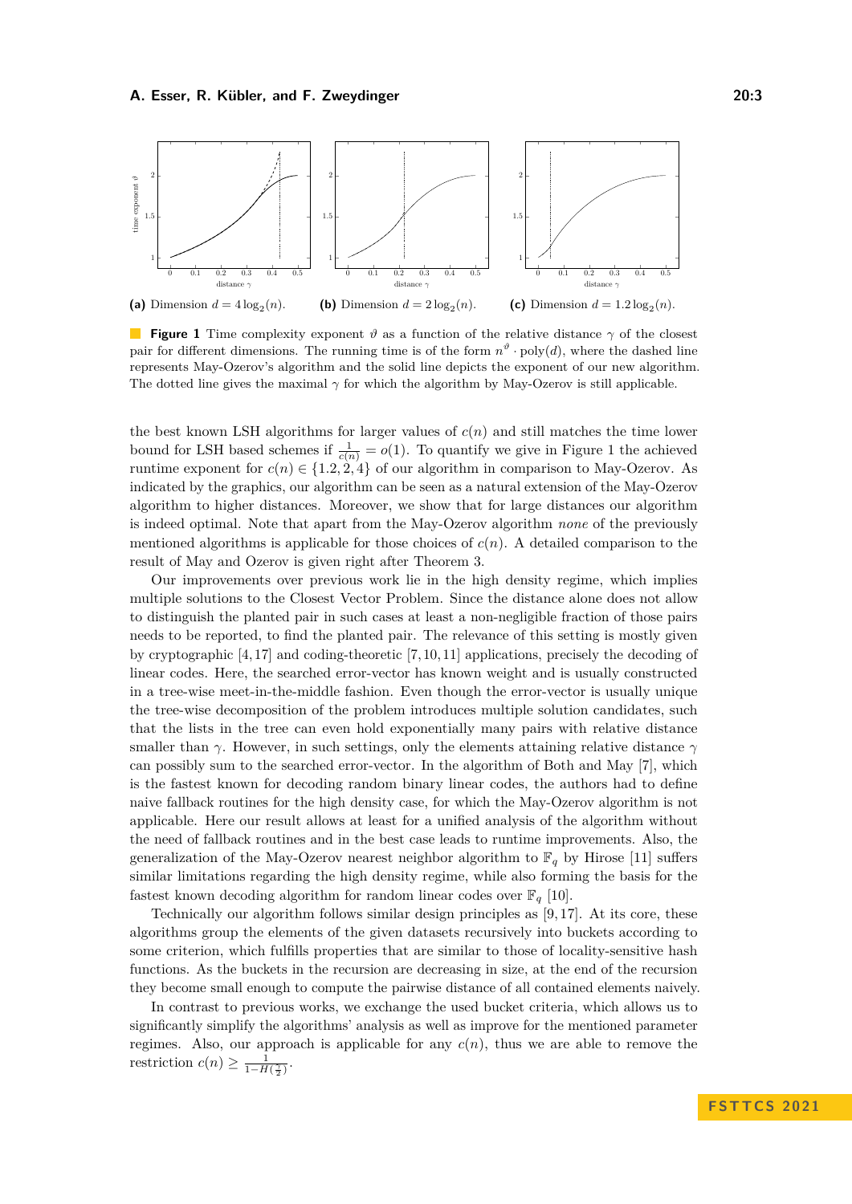**(a)** Dimension $d = 4\log_2(n)$. **(b)** Dimension $d = 2\log_2(n)$. **(c)** Dimension $d = 1.2\log_2(n)$.

**Figure 1** Time complexity exponent $\vartheta$ as a function of the relative distance $\gamma$ of the closest pair for different dimensions. The running time is of the form $n^{\vartheta} \cdot \mathrm{poly}(d)$, where the dashed line represents May-Ozerov's algorithm and the solid line depicts the exponent of our new algorithm. The dotted line gives the maximal $\gamma$ for which the algorithm by May-Ozerov is still applicable.

the best known LSH algorithms for larger values of $c(n)$ and still matches the time lower bound for LSH based schemes if $\frac{1}{c(n)} = o(1)$. To quantify we give in Figure 1 the achieved runtime exponent for $c(n) \in \{1.2, 2, 4\}$ of our algorithm in comparison to May-Ozerov. As indicated by the graphics, our algorithm can be seen as a natural extension of the May-Ozerov algorithm to higher distances. Moreover, we show that for large distances our algorithm is indeed optimal. Note that apart from the May-Ozerov algorithm *none* of the previously mentioned algorithms is applicable for those choices of $c(n)$. A detailed comparison to the result of May and Ozerov is given right after Theorem 3.

Our improvements over previous work lie in the high density regime, which implies multiple solutions to the Closest Vector Problem. Since the distance alone does not allow to distinguish the planted pair in such cases at least a non-negligible fraction of those pairs needs to be reported, to find the planted pair. The relevance of this setting is mostly given by cryptographic [4, 17] and coding-theoretic [7, 10, 11] applications, precisely the decoding of linear codes. Here, the searched error-vector has known weight and is usually constructed in a tree-wise meet-in-the-middle fashion. Even though the error-vector is usually unique the tree-wise decomposition of the problem introduces multiple solution candidates, such that the lists in the tree can even hold exponentially many pairs with relative distance smaller than $\gamma$. However, in such settings, only the elements attaining relative distance $\gamma$ can possibly sum to the searched error-vector. In the algorithm of Both and May [7], which is the fastest known for decoding random binary linear codes, the authors had to define naive fallback routines for the high density case, for which the May-Ozerov algorithm is not applicable. Here our result allows at least for a unified analysis of the algorithm without the need of fallback routines and in the best case leads to runtime improvements. Also, the generalization of the May-Ozerov nearest neighbor algorithm to $\mathbb{F}_q$ by Hirose [11] suffers similar limitations regarding the high density regime, while also forming the basis for the fastest known decoding algorithm for random linear codes over $\mathbb{F}_q$ [10].

Technically our algorithm follows similar design principles as [9, 17]. At its core, these algorithms group the elements of the given datasets recursively into buckets according to some criterion, which fulfills properties that are similar to those of locality-sensitive hash functions. As the buckets in the recursion are decreasing in size, at the end of the recursion they become small enough to compute the pairwise distance of all contained elements naively.

In contrast to previous works, we exchange the used bucket criteria, which allows us to significantly simplify the algorithms' analysis as well as improve for the mentioned parameter regimes. Also, our approach is applicable for any $c(n)$, thus we are able to remove the restriction $c(n) \geq \frac{1}{1 - H(\frac{\gamma}{2})}$.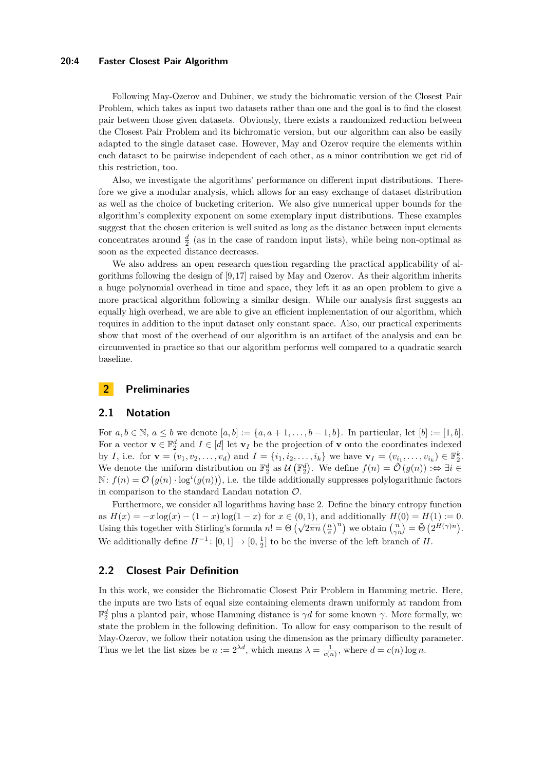Following May-Ozerov and Dubiner, we study the bichromatic version of the Closest Pair Problem, which takes as input two datasets rather than one and the goal is to find the closest pair between those given datasets. Obviously, there exists a randomized reduction between the Closest Pair Problem and its bichromatic version, but our algorithm can also be easily adapted to the single dataset case. However, May and Ozerov require the elements within each dataset to be pairwise independent of each other, as a minor contribution we get rid of this restriction, too.

Also, we investigate the algorithms' performance on different input distributions. Therefore we give a modular analysis, which allows for an easy exchange of dataset distribution as well as the choice of bucketing criterion. We also give numerical upper bounds for the algorithm's complexity exponent on some exemplary input distributions. These examples suggest that the chosen criterion is well suited as long as the distance between input elements concentrates around $\frac{d}{2}$ (as in the case of random input lists), while being non-optimal as soon as the expected distance decreases.

We also address an open research question regarding the practical applicability of algorithms following the design of [9,17] raised by May and Ozerov. As their algorithm inherits a huge polynomial overhead in time and space, they left it as an open problem to give a more practical algorithm following a similar design. While our analysis first suggests an equally high overhead, we are able to give an efficient implementation of our algorithm, which requires in addition to the input dataset only constant space. Also, our practical experiments show that most of the overhead of our algorithm is an artifact of the analysis and can be circumvented in practice so that our algorithm performs well compared to a quadratic search baseline.

## 2 Preliminaries

### 2.1 Notation

For $a, b \in \mathbb{N}$, $a \leq b$ we denote $[a, b] := \{a, a+1, \dots, b-1, b\}$. In particular, let $[b] := [1, b]$. For a vector $\mathbf{v} \in \mathbb{F}_2^d$ and $I \in [d]$ let $\mathbf{v}_I$ be the projection of $\mathbf{v}$ onto the coordinates indexed by $I$, i.e. for $\mathbf{v} = (v_1, v_2, \dots, v_d)$ and $I = \{i_1, i_2, \dots, i_k\}$ we have $\mathbf{v}_I = (v_{i_1}, \dots, v_{i_k}) \in \mathbb{F}_2^k$. We denote the uniform distribution on $\mathbb{F}_2^d$ as $\mathcal{U}\left(\mathbb{F}_2^d\right)$. We define $f(n) = \tilde{\mathcal{O}}\left(g(n)\right) :\Leftrightarrow \exists i \in \mathbb{N}\colon f(n) = \mathcal{O}\left(g(n) \cdot \log^i(g(n))\right)$, i.e. the tilde additionally suppresses polylogarithmic factors in comparison to the standard Landau notation $\mathcal{O}$.

Furthermore, we consider all logarithms having base 2. Define the binary entropy function as $H(x) = -x\log(x) - (1-x)\log(1-x)$ for $x \in (0,1)$, and additionally $H(0) = H(1) := 0$. Using this together with Stirling's formula $n! = \Theta\left(\sqrt{2\pi n}\left(\frac{n}{e}\right)^n\right)$ we obtain $\binom{n}{\gamma n} = \tilde{\Theta}\left(2^{H(\gamma)n}\right)$. We additionally define $H^{-1}\colon [0,1] \to [0, \frac{1}{2}]$ to be the inverse of the left branch of $H$.

### 2.2 Closest Pair Definition

In this work, we consider the Bichromatic Closest Pair Problem in Hamming metric. Here, the inputs are two lists of equal size containing elements drawn uniformly at random from $\mathbb{F}_2^d$ plus a planted pair, whose Hamming distance is $\gamma d$ for some known $\gamma$. More formally, we state the problem in the following definition. To allow for easy comparison to the result of May-Ozerov, we follow their notation using the dimension as the primary difficulty parameter. Thus we let the list sizes be $n := 2^{\lambda d}$, which means $\lambda = \frac{1}{c(n)}$, where $d = c(n)\log n$.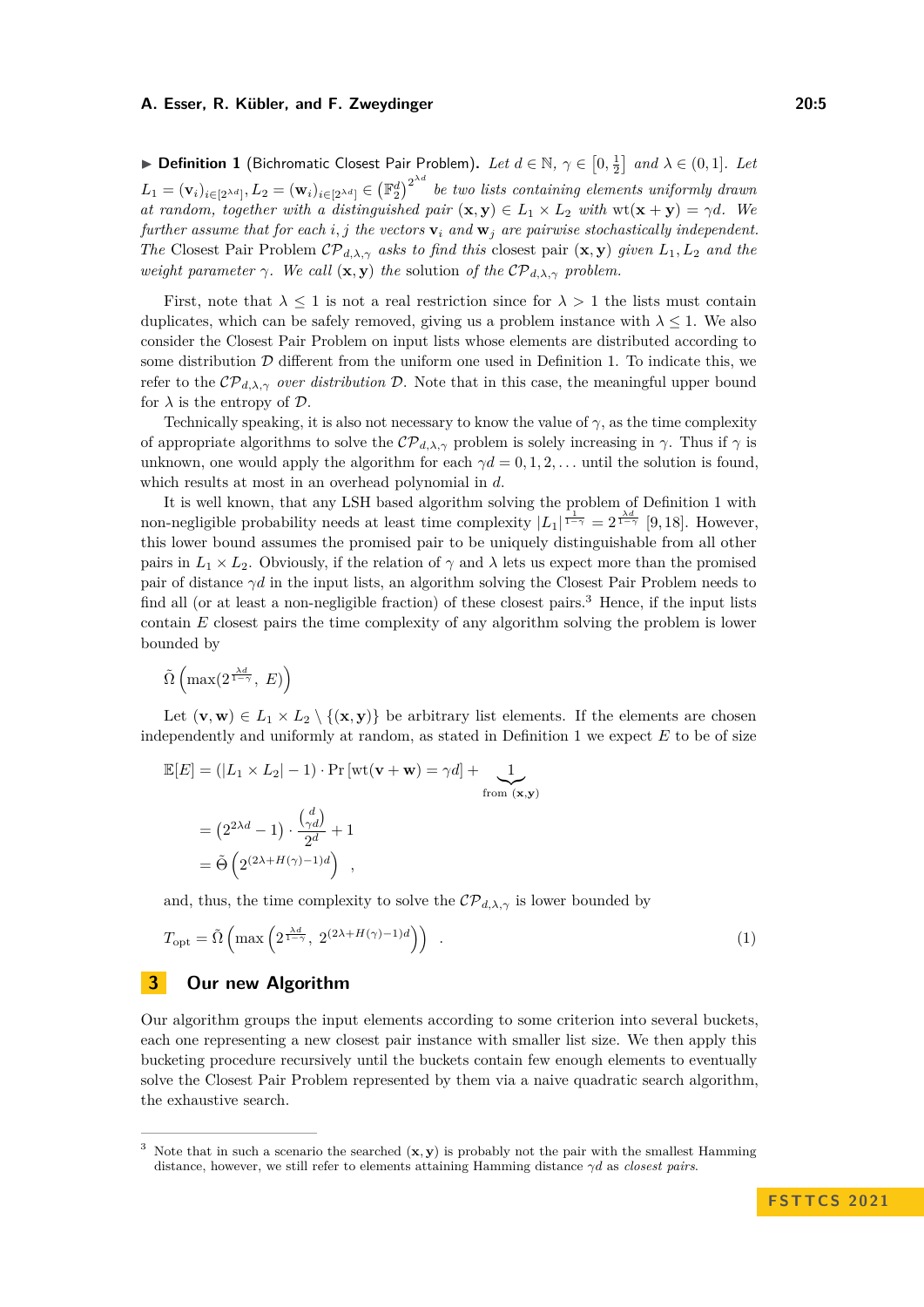▶ **Definition 1** (Bichromatic Closest Pair Problem)**.** *Let $d \in \mathbb{N}$, $\gamma \in \left[0, \frac{1}{2}\right]$ and $\lambda \in (0,1]$. Let $L_1 = (\mathbf{v}_i)_{i\in[2^{\lambda d}]}, L_2 = (\mathbf{w}_i)_{i\in[2^{\lambda d}]} \in \left(\mathbb{F}_2^d\right)^{2^{\lambda d}}$ be two lists containing elements uniformly drawn at random, together with a distinguished pair $(\mathbf{x}, \mathbf{y}) \in L_1 \times L_2$ with $\operatorname{wt}(\mathbf{x} + \mathbf{y}) = \gamma d$. We further assume that for each $i, j$ the vectors $\mathbf{v}_i$ and $\mathbf{w}_j$ are pairwise stochastically independent. The* Closest Pair Problem $\mathcal{CP}_{d,\lambda,\gamma}$ *asks to find this* closest pair $(\mathbf{x}, \mathbf{y})$ *given $L_1, L_2$ and the weight parameter $\gamma$. We call $(\mathbf{x}, \mathbf{y})$ the* solution *of the $\mathcal{CP}_{d,\lambda,\gamma}$ problem.*

First, note that $\lambda \leq 1$ is not a real restriction since for $\lambda > 1$ the lists must contain duplicates, which can be safely removed, giving us a problem instance with $\lambda \leq 1$. We also consider the Closest Pair Problem on input lists whose elements are distributed according to some distribution $\mathcal{D}$ different from the uniform one used in Definition 1. To indicate this, we refer to the $\mathcal{CP}_{d,\lambda,\gamma}$ *over distribution* $\mathcal{D}$. Note that in this case, the meaningful upper bound for $\lambda$ is the entropy of $\mathcal{D}$.

Technically speaking, it is also not necessary to know the value of $\gamma$, as the time complexity of appropriate algorithms to solve the $\mathcal{CP}_{d,\lambda,\gamma}$ problem is solely increasing in $\gamma$. Thus if $\gamma$ is unknown, one would apply the algorithm for each $\gamma d = 0, 1, 2, \ldots$ until the solution is found, which results at most in an overhead polynomial in $d$.

It is well known, that any LSH based algorithm solving the problem of Definition 1 with non-negligible probability needs at least time complexity $|L_1|^{\frac{1}{1-\gamma}} = 2^{\frac{\lambda d}{1-\gamma}}$ [9, 18]. However, this lower bound assumes the promised pair to be uniquely distinguishable from all other pairs in $L_1 \times L_2$. Obviously, if the relation of $\gamma$ and $\lambda$ lets us expect more than the promised pair of distance $\gamma d$ in the input lists, an algorithm solving the Closest Pair Problem needs to find all (or at least a non-negligible fraction) of these closest pairs.[3] Hence, if the input lists contain $E$ closest pairs the time complexity of any algorithm solving the problem is lower bounded by

$$\tilde{\Omega}\left(\max(2^{\frac{\lambda d}{1-\gamma}},\ E)\right)$$

Let $(\mathbf{v}, \mathbf{w}) \in L_1 \times L_2 \setminus \{(\mathbf{x}, \mathbf{y})\}$ be arbitrary list elements. If the elements are chosen independently and uniformly at random, as stated in Definition 1 we expect $E$ to be of size

$$\begin{aligned}
\mathbb{E}[E] &= (|L_1 \times L_2| - 1) \cdot \Pr\left[\operatorname{wt}(\mathbf{v} + \mathbf{w}) = \gamma d\right] + \underbrace{1}_{\text{from } (\mathbf{x},\mathbf{y})} \\
&= \left(2^{2\lambda d} - 1\right) \cdot \frac{\binom{d}{\gamma d}}{2^d} + 1 \\
&= \tilde{\Theta}\left(2^{(2\lambda + H(\gamma) - 1)d}\right) \quad ,
\end{aligned}$$

and, thus, the time complexity to solve the $\mathcal{CP}_{d,\lambda,\gamma}$ is lower bounded by

$$T_{\text{opt}} = \tilde{\Omega}\left(\max\left(2^{\frac{\lambda d}{1-\gamma}},\ 2^{(2\lambda + H(\gamma) - 1)d}\right)\right) \quad . \tag{1}$$

## 3 Our new Algorithm

Our algorithm groups the input elements according to some criterion into several buckets, each one representing a new closest pair instance with smaller list size. We then apply this bucketing procedure recursively until the buckets contain few enough elements to eventually solve the Closest Pair Problem represented by them via a naive quadratic search algorithm, the exhaustive search.

---

[3] Note that in such a scenario the searched $(\mathbf{x}, \mathbf{y})$ is probably not the pair with the smallest Hamming distance, however, we still refer to elements attaining Hamming distance $\gamma d$ as *closest pairs*.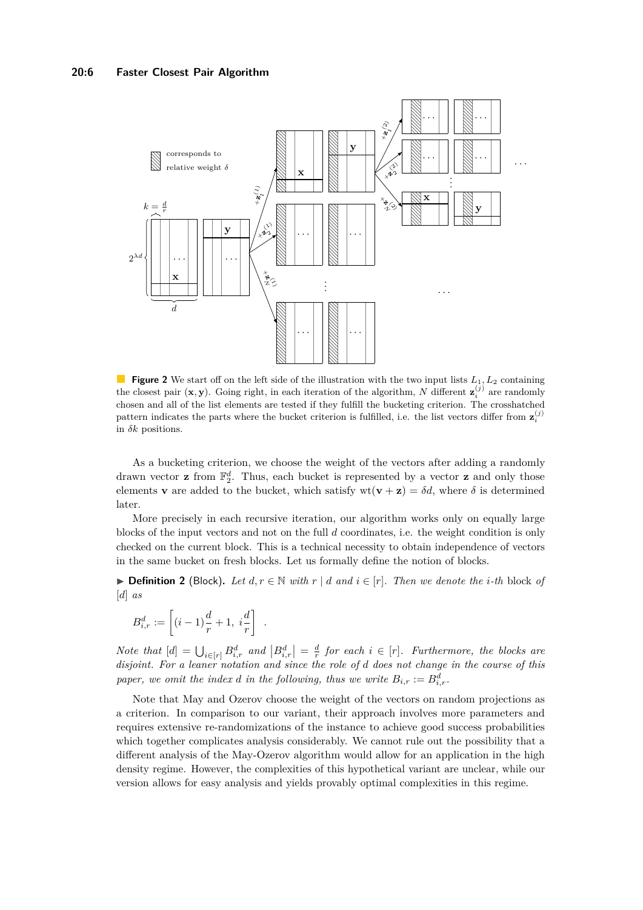**Figure 2** We start off on the left side of the illustration with the two input lists $L_1, L_2$ containing the closest pair $(\mathbf{x}, \mathbf{y})$. Going right, in each iteration of the algorithm, $N$ different $\mathbf{z}_i^{(j)}$ are randomly chosen and all of the list elements are tested if they fulfill the bucketing criterion. The crosshatched pattern indicates the parts where the bucket criterion is fulfilled, i.e. the list vectors differ from $\mathbf{z}_i^{(j)}$ in $\delta k$ positions.

As a bucketing criterion, we choose the weight of the vectors after adding a randomly drawn vector $\mathbf{z}$ from $\mathbb{F}_2^d$. Thus, each bucket is represented by a vector $\mathbf{z}$ and only those elements $\mathbf{v}$ are added to the bucket, which satisfy $\mathrm{wt}(\mathbf{v} + \mathbf{z}) = \delta d$, where $\delta$ is determined later.

More precisely in each recursive iteration, our algorithm works only on equally large blocks of the input vectors and not on the full $d$ coordinates, i.e. the weight condition is only checked on the current block. This is a technical necessity to obtain independence of vectors in the same bucket on fresh blocks. Let us formally define the notion of blocks.

▶ **Definition 2** (Block). *Let $d, r \in \mathbb{N}$ with $r \mid d$ and $i \in [r]$. Then we denote the $i$-th* block *of $[d]$ as*

$$B_{i,r}^d := \left[(i-1)\frac{d}{r} + 1,\ i\frac{d}{r}\right] \ .$$

*Note that $[d] = \bigcup_{i \in [r]} B_{i,r}^d$ and $\left|B_{i,r}^d\right| = \frac{d}{r}$ for each $i \in [r]$. Furthermore, the blocks are disjoint. For a leaner notation and since the role of $d$ does not change in the course of this paper, we omit the index $d$ in the following, thus we write $B_{i,r} := B_{i,r}^d$.*

Note that May and Ozerov choose the weight of the vectors on random projections as a criterion. In comparison to our variant, their approach involves more parameters and requires extensive re-randomizations of the instance to achieve good success probabilities which together complicates analysis considerably. We cannot rule out the possibility that a different analysis of the May-Ozerov algorithm would allow for an application in the high density regime. However, the complexities of this hypothetical variant are unclear, while our version allows for easy analysis and yields provably optimal complexities in this regime.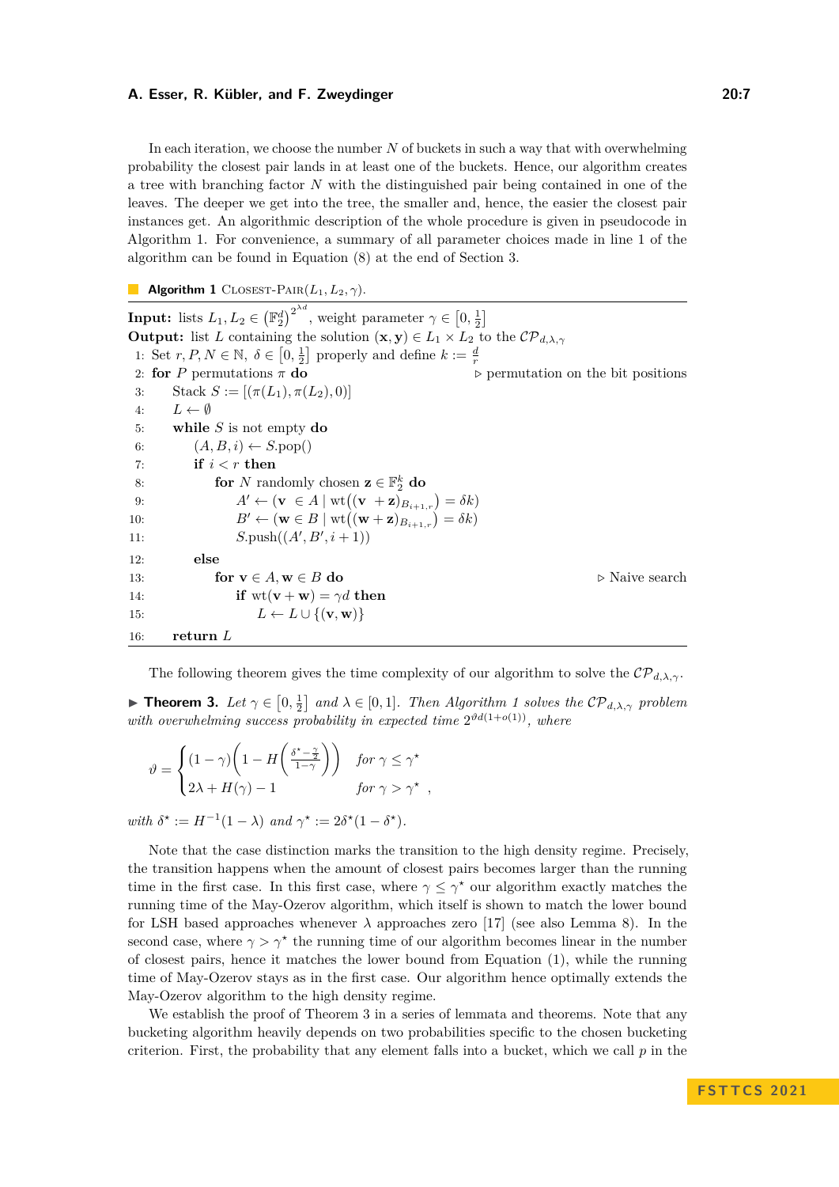In each iteration, we choose the number $N$ of buckets in such a way that with overwhelming probability the closest pair lands in at least one of the buckets. Hence, our algorithm creates a tree with branching factor $N$ with the distinguished pair being contained in one of the leaves. The deeper we get into the tree, the smaller and, hence, the easier the closest pair instances get. An algorithmic description of the whole procedure is given in pseudocode in Algorithm 1. For convenience, a summary of all parameter choices made in line 1 of the algorithm can be found in Equation (8) at the end of Section 3.

**Algorithm 1** Closest-Pair($L_1, L_2, \gamma$).

**Input:** lists $L_1, L_2 \in \left(\mathbb{F}_2^d\right)^{2^{\lambda d}}$, weight parameter $\gamma \in \left[0, \frac{1}{2}\right]$

**Output:** list $L$ containing the solution $(\mathbf{x}, \mathbf{y}) \in L_1 \times L_2$ to the $\mathcal{CP}_{d,\lambda,\gamma}$

```
1:  Set r, P, N ∈ ℕ, δ ∈ [0, 1/2] properly and define k := d/r
2:  for P permutations π do                              ▷ permutation on the bit positions
3:      Stack S := [(π(L_1), π(L_2), 0)]
4:      L ← ∅
5:      while S is not empty do
6:          (A, B, i) ← S.pop()
7:          if i < r then
8:              for N randomly chosen z ∈ F_2^k do
9:                  A' ← (v ∈ A | wt((v + z)_{B_{i+1,r}}) = δk)
10:                 B' ← (w ∈ B | wt((w + z)_{B_{i+1,r}}) = δk)
11:                 S.push((A', B', i + 1))
12:         else
13:             for v ∈ A, w ∈ B do                           ▷ Naive search
14:                 if wt(v + w) = γd then
15:                     L ← L ∪ {(v, w)}
16:     return L
```

The following theorem gives the time complexity of our algorithm to solve the $\mathcal{CP}_{d,\lambda,\gamma}$.

▶ **Theorem 3.** *Let $\gamma \in \left[0, \frac{1}{2}\right]$ and $\lambda \in [0, 1]$. Then Algorithm 1 solves the $\mathcal{CP}_{d,\lambda,\gamma}$ problem with overwhelming success probability in expected time $2^{\vartheta d(1+o(1))}$, where*

$$\vartheta = \begin{cases} (1-\gamma)\left(1 - H\left(\frac{\delta^\star - \frac{\gamma}{2}}{1-\gamma}\right)\right) & \text{for } \gamma \leq \gamma^\star \\ 2\lambda + H(\gamma) - 1 & \text{for } \gamma > \gamma^\star \end{cases},$$

*with $\delta^\star := H^{-1}(1-\lambda)$ and $\gamma^\star := 2\delta^\star(1-\delta^\star)$.*

Note that the case distinction marks the transition to the high density regime. Precisely, the transition happens when the amount of closest pairs becomes larger than the running time in the first case. In this first case, where $\gamma \leq \gamma^\star$ our algorithm exactly matches the running time of the May-Ozerov algorithm, which itself is shown to match the lower bound for LSH based approaches whenever $\lambda$ approaches zero [17] (see also Lemma 8). In the second case, where $\gamma > \gamma^\star$ the running time of our algorithm becomes linear in the number of closest pairs, hence it matches the lower bound from Equation (1), while the running time of May-Ozerov stays as in the first case. Our algorithm hence optimally extends the May-Ozerov algorithm to the high density regime.

We establish the proof of Theorem 3 in a series of lemmata and theorems. Note that any bucketing algorithm heavily depends on two probabilities specific to the chosen bucketing criterion. First, the probability that any element falls into a bucket, which we call $p$ in the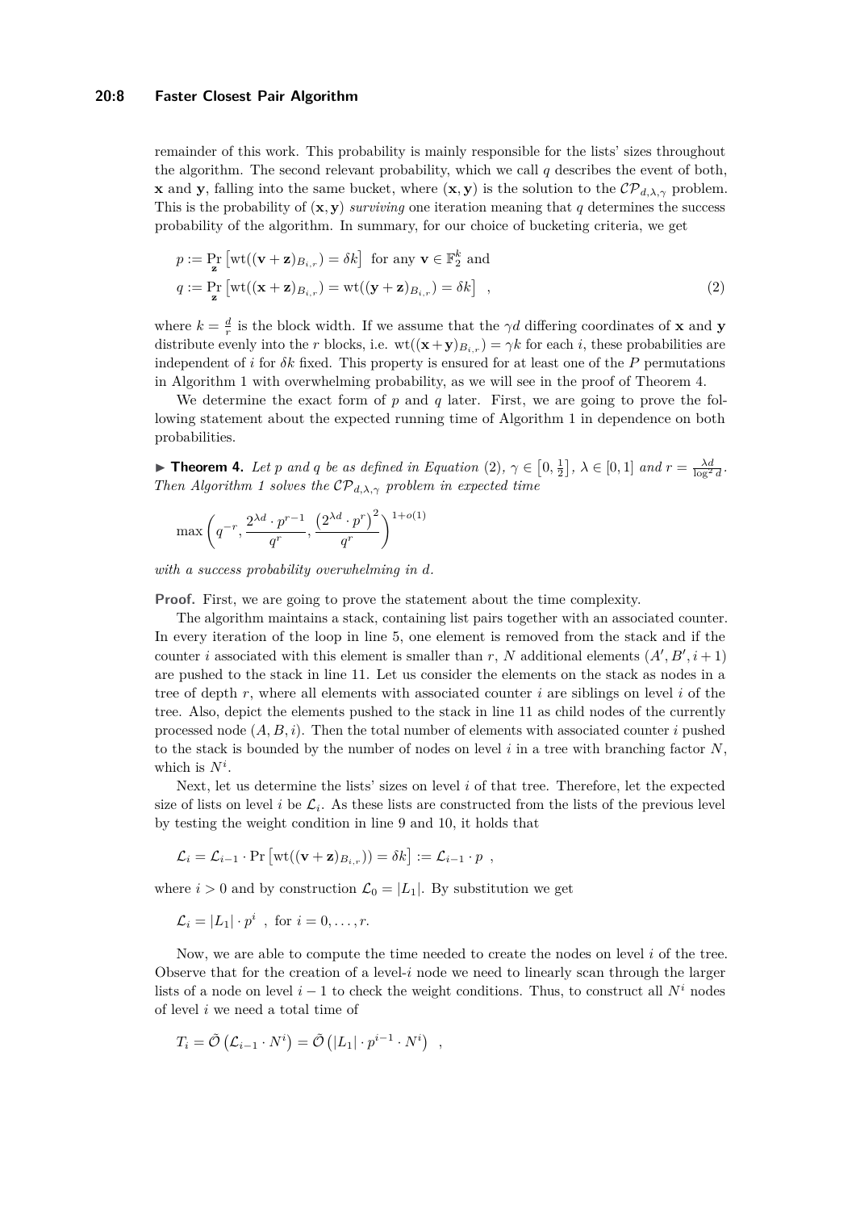remainder of this work. This probability is mainly responsible for the lists' sizes throughout the algorithm. The second relevant probability, which we call $q$ describes the event of both, $\mathbf{x}$ and $\mathbf{y}$, falling into the same bucket, where $(\mathbf{x}, \mathbf{y})$ is the solution to the $\mathcal{CP}_{d,\lambda,\gamma}$ problem. This is the probability of $(\mathbf{x}, \mathbf{y})$ *surviving* one iteration meaning that $q$ determines the success probability of the algorithm. In summary, for our choice of bucketing criteria, we get

$$
\begin{aligned}
p &:= \Pr_{\mathbf{z}}\left[\mathrm{wt}((\mathbf{v}+\mathbf{z})_{B_{i,r}}) = \delta k\right] \text{ for any } \mathbf{v} \in \mathbb{F}_2^k \text{ and} \\
q &:= \Pr_{\mathbf{z}}\left[\mathrm{wt}((\mathbf{x}+\mathbf{z})_{B_{i,r}}) = \mathrm{wt}((\mathbf{y}+\mathbf{z})_{B_{i,r}}) = \delta k\right] \quad , \qquad (2)
\end{aligned}
$$

where $k = \frac{d}{r}$ is the block width. If we assume that the $\gamma d$ differing coordinates of $\mathbf{x}$ and $\mathbf{y}$ distribute evenly into the $r$ blocks, i.e. $\mathrm{wt}((\mathbf{x}+\mathbf{y})_{B_{i,r}}) = \gamma k$ for each $i$, these probabilities are independent of $i$ for $\delta k$ fixed. This property is ensured for at least one of the $P$ permutations in Algorithm 1 with overwhelming probability, as we will see in the proof of Theorem 4.

We determine the exact form of $p$ and $q$ later. First, we are going to prove the following statement about the expected running time of Algorithm 1 in dependence on both probabilities.

**Theorem 4.** *Let $p$ and $q$ be as defined in Equation (2), $\gamma \in \left[0, \frac{1}{2}\right]$, $\lambda \in [0,1]$ and $r = \frac{\lambda d}{\log^2 d}$. Then Algorithm 1 solves the $\mathcal{CP}_{d,\lambda,\gamma}$ problem in expected time*

$$
\max\left(q^{-r}, \frac{2^{\lambda d}\cdot p^{r-1}}{q^r}, \frac{\left(2^{\lambda d}\cdot p^r\right)^2}{q^r}\right)^{1+o(1)}
$$

*with a success probability overwhelming in $d$.*

**Proof.** First, we are going to prove the statement about the time complexity.

The algorithm maintains a stack, containing list pairs together with an associated counter. In every iteration of the loop in line 5, one element is removed from the stack and if the counter $i$ associated with this element is smaller than $r$, $N$ additional elements $(A', B', i+1)$ are pushed to the stack in line 11. Let us consider the elements on the stack as nodes in a tree of depth $r$, where all elements with associated counter $i$ are siblings on level $i$ of the tree. Also, depict the elements pushed to the stack in line 11 as child nodes of the currently processed node $(A, B, i)$. Then the total number of elements with associated counter $i$ pushed to the stack is bounded by the number of nodes on level $i$ in a tree with branching factor $N$, which is $N^i$.

Next, let us determine the lists' sizes on level $i$ of that tree. Therefore, let the expected size of lists on level $i$ be $\mathcal{L}_i$. As these lists are constructed from the lists of the previous level by testing the weight condition in line 9 and 10, it holds that

$$
\mathcal{L}_i = \mathcal{L}_{i-1} \cdot \Pr\left[\mathrm{wt}((\mathbf{v}+\mathbf{z})_{B_{i,r}})) = \delta k\right] := \mathcal{L}_{i-1} \cdot p \enspace ,
$$

where $i > 0$ and by construction $\mathcal{L}_0 = |L_1|$. By substitution we get

$$
\mathcal{L}_i = |L_1| \cdot p^i \enspace , \text{ for } i = 0, \ldots, r.
$$

Now, we are able to compute the time needed to create the nodes on level $i$ of the tree. Observe that for the creation of a level-$i$ node we need to linearly scan through the larger lists of a node on level $i-1$ to check the weight conditions. Thus, to construct all $N^i$ nodes of level $i$ we need a total time of

$$
T_i = \tilde{\mathcal{O}}\left(\mathcal{L}_{i-1} \cdot N^i\right) = \tilde{\mathcal{O}}\left(|L_1| \cdot p^{i-1} \cdot N^i\right) \enspace ,
$$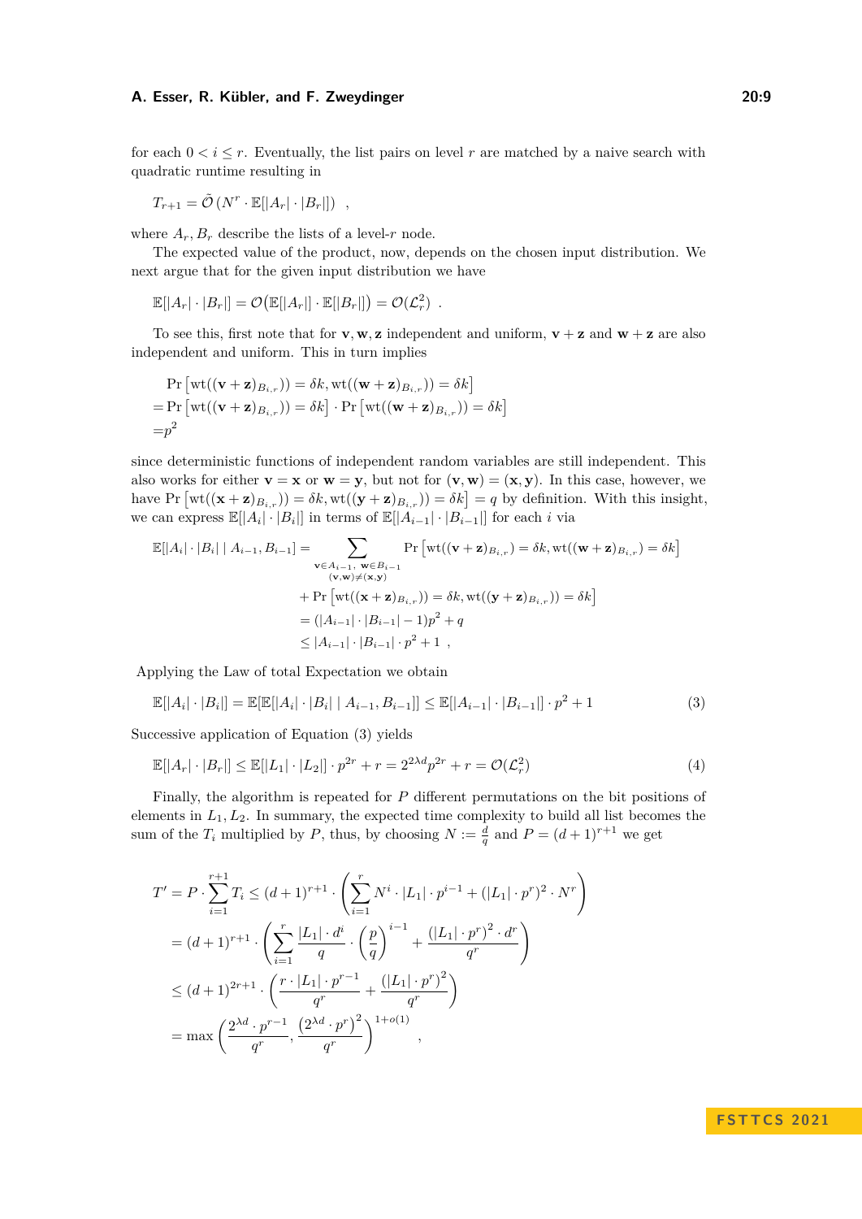for each $0 < i \leq r$. Eventually, the list pairs on level $r$ are matched by a naive search with quadratic runtime resulting in

$$T_{r+1} = \tilde{\mathcal{O}}\left(N^r \cdot \mathbb{E}[|A_r| \cdot |B_r|]\right) \ ,$$

where $A_r, B_r$ describe the lists of a level-$r$ node.

The expected value of the product, now, depends on the chosen input distribution. We next argue that for the given input distribution we have

$$\mathbb{E}[|A_r| \cdot |B_r|] = \mathcal{O}\big(\mathbb{E}[|A_r|] \cdot \mathbb{E}[|B_r|]\big) = \mathcal{O}(\mathcal{L}_r^2) \ .$$

To see this, first note that for $\mathbf{v}, \mathbf{w}, \mathbf{z}$ independent and uniform, $\mathbf{v} + \mathbf{z}$ and $\mathbf{w} + \mathbf{z}$ are also independent and uniform. This in turn implies

$$\begin{aligned}
&\Pr\left[\mathrm{wt}((\mathbf{v}+\mathbf{z})_{B_{i,r}})) = \delta k, \mathrm{wt}((\mathbf{w}+\mathbf{z})_{B_{i,r}})) = \delta k\right] \\
=&\Pr\left[\mathrm{wt}((\mathbf{v}+\mathbf{z})_{B_{i,r}})) = \delta k\right] \cdot \Pr\left[\mathrm{wt}((\mathbf{w}+\mathbf{z})_{B_{i,r}})) = \delta k\right] \\
=&p^2
\end{aligned}$$

since deterministic functions of independent random variables are still independent. This also works for either $\mathbf{v} = \mathbf{x}$ or $\mathbf{w} = \mathbf{y}$, but not for $(\mathbf{v}, \mathbf{w}) = (\mathbf{x}, \mathbf{y})$. In this case, however, we have $\Pr\left[\mathrm{wt}((\mathbf{x}+\mathbf{z})_{B_{i,r}})) = \delta k, \mathrm{wt}((\mathbf{y}+\mathbf{z})_{B_{i,r}})) = \delta k\right] = q$ by definition. With this insight, we can express $\mathbb{E}[|A_i| \cdot |B_i|]$ in terms of $\mathbb{E}[|A_{i-1}| \cdot |B_{i-1}|]$ for each $i$ via

$$\begin{aligned}
\mathbb{E}[|A_i| \cdot |B_i| \mid A_{i-1}, B_{i-1}] &= \sum_{\substack{\mathbf{v} \in A_{i-1},\ \mathbf{w} \in B_{i-1} \\ (\mathbf{v},\mathbf{w}) \neq (\mathbf{x},\mathbf{y})}} \Pr\left[\mathrm{wt}((\mathbf{v}+\mathbf{z})_{B_{i,r}}) = \delta k, \mathrm{wt}((\mathbf{w}+\mathbf{z})_{B_{i,r}}) = \delta k\right] \\
&\quad + \Pr\left[\mathrm{wt}((\mathbf{x}+\mathbf{z})_{B_{i,r}})) = \delta k, \mathrm{wt}((\mathbf{y}+\mathbf{z})_{B_{i,r}})) = \delta k\right] \\
&= (|A_{i-1}| \cdot |B_{i-1}| - 1)p^2 + q \\
&\leq |A_{i-1}| \cdot |B_{i-1}| \cdot p^2 + 1 \ ,
\end{aligned}$$

Applying the Law of total Expectation we obtain

$$\mathbb{E}[|A_i| \cdot |B_i|] = \mathbb{E}[\mathbb{E}[|A_i| \cdot |B_i| \mid A_{i-1}, B_{i-1}]] \leq \mathbb{E}[|A_{i-1}| \cdot |B_{i-1}|] \cdot p^2 + 1 \tag{3}$$

Successive application of Equation (3) yields

$$\mathbb{E}[|A_r| \cdot |B_r|] \leq \mathbb{E}[|L_1| \cdot |L_2|] \cdot p^{2r} + r = 2^{2\lambda d} p^{2r} + r = \mathcal{O}(\mathcal{L}_r^2) \tag{4}$$

Finally, the algorithm is repeated for $P$ different permutations on the bit positions of elements in $L_1, L_2$. In summary, the expected time complexity to build all list becomes the sum of the $T_i$ multiplied by $P$, thus, by choosing $N := \frac{d}{q}$ and $P = (d+1)^{r+1}$ we get

$$\begin{aligned}
T' = P \cdot \sum_{i=1}^{r+1} T_i &\leq (d+1)^{r+1} \cdot \left(\sum_{i=1}^{r} N^i \cdot |L_1| \cdot p^{i-1} + (|L_1| \cdot p^r)^2 \cdot N^r\right) \\
&= (d+1)^{r+1} \cdot \left(\sum_{i=1}^{r} \frac{|L_1| \cdot d^i}{q} \cdot \left(\frac{p}{q}\right)^{i-1} + \frac{(|L_1| \cdot p^r)^2 \cdot d^r}{q^r}\right) \\
&\leq (d+1)^{2r+1} \cdot \left(\frac{r \cdot |L_1| \cdot p^{r-1}}{q^r} + \frac{(|L_1| \cdot p^r)^2}{q^r}\right) \\
&= \max\left(\frac{2^{\lambda d} \cdot p^{r-1}}{q^r}, \frac{\left(2^{\lambda d} \cdot p^r\right)^2}{q^r}\right)^{1+o(1)} \ ,
\end{aligned}$$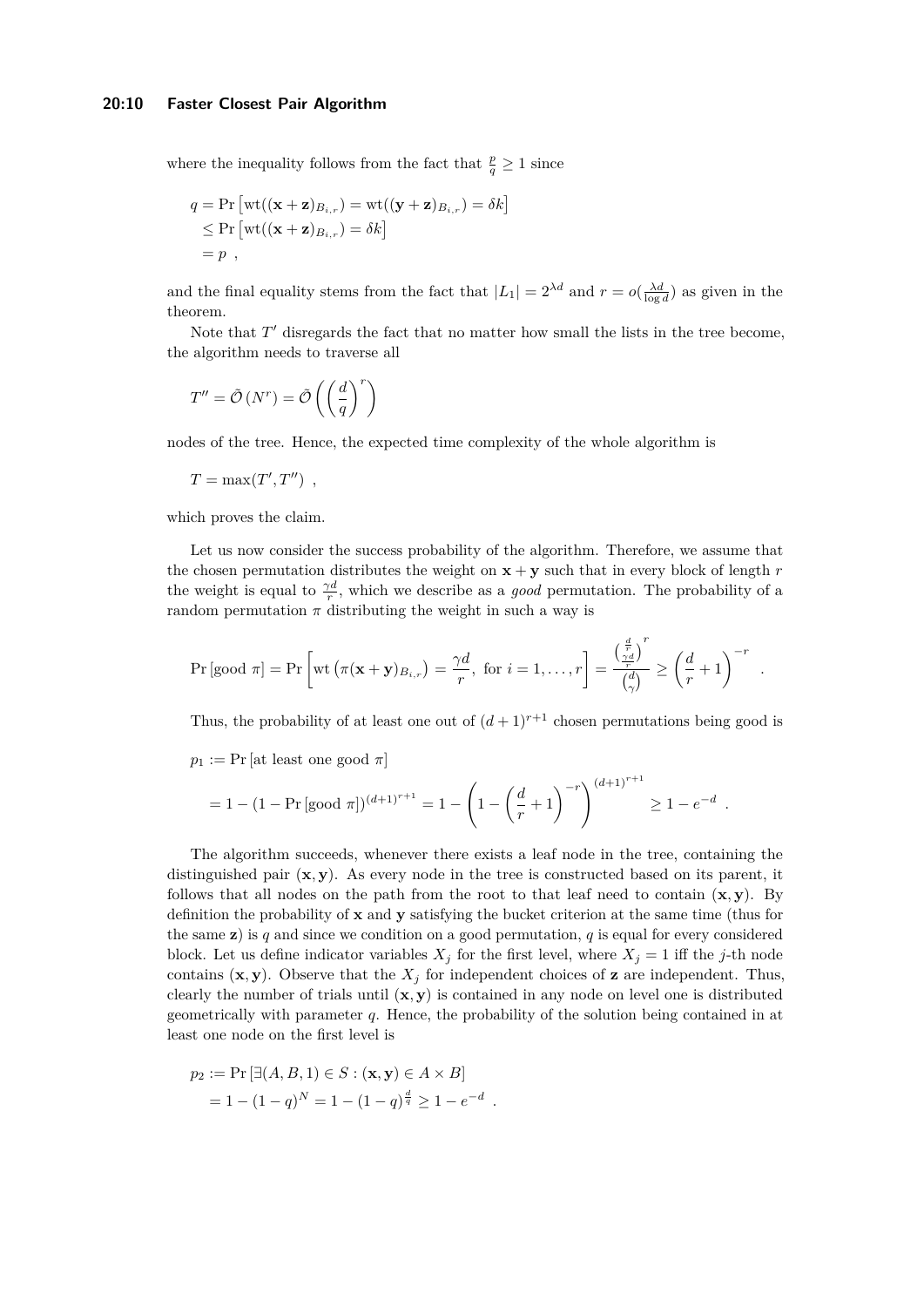where the inequality follows from the fact that $\frac{p}{q} \geq 1$ since

$$
\begin{aligned}
q &= \Pr\left[\mathrm{wt}((\mathbf{x}+\mathbf{z})_{B_{i,r}}) = \mathrm{wt}((\mathbf{y}+\mathbf{z})_{B_{i,r}}) = \delta k\right] \\
&\leq \Pr\left[\mathrm{wt}((\mathbf{x}+\mathbf{z})_{B_{i,r}}) = \delta k\right] \\
&= p \ ,
\end{aligned}
$$

and the final equality stems from the fact that $|L_1| = 2^{\lambda d}$ and $r = o(\frac{\lambda d}{\log d})$ as given in the theorem.

Note that $T'$ disregards the fact that no matter how small the lists in the tree become, the algorithm needs to traverse all

$$
T'' = \tilde{\mathcal{O}}\left(N^r\right) = \tilde{\mathcal{O}}\left(\left(\frac{d}{q}\right)^r\right)
$$

nodes of the tree. Hence, the expected time complexity of the whole algorithm is

$$
T = \max(T', T'') \ ,
$$

which proves the claim.

Let us now consider the success probability of the algorithm. Therefore, we assume that the chosen permutation distributes the weight on $\mathbf{x}+\mathbf{y}$ such that in every block of length $r$ the weight is equal to $\frac{\gamma d}{r}$, which we describe as a *good* permutation. The probability of a random permutation $\pi$ distributing the weight in such a way is

$$
\Pr\left[\text{good } \pi\right] = \Pr\left[\mathrm{wt}\left(\pi(\mathbf{x}+\mathbf{y})_{B_{i,r}}\right) = \frac{\gamma d}{r}, \text{ for } i = 1, \ldots, r\right] = \frac{\binom{\frac{d}{r}}{\frac{\gamma d}{r}}^r}{\binom{d}{\gamma}} \geq \left(\frac{d}{r}+1\right)^{-r} \ .
$$

Thus, the probability of at least one out of $(d+1)^{r+1}$ chosen permutations being good is

$$
\begin{aligned}
p_1 &:= \Pr\left[\text{at least one good } \pi\right] \\
&= 1 - \left(1 - \Pr\left[\text{good } \pi\right]\right)^{(d+1)^{r+1}} = 1 - \left(1 - \left(\frac{d}{r}+1\right)^{-r}\right)^{(d+1)^{r+1}} \geq 1 - e^{-d} \ .
\end{aligned}
$$

The algorithm succeeds, whenever there exists a leaf node in the tree, containing the distinguished pair $(\mathbf{x}, \mathbf{y})$. As every node in the tree is constructed based on its parent, it follows that all nodes on the path from the root to that leaf need to contain $(\mathbf{x}, \mathbf{y})$. By definition the probability of $\mathbf{x}$ and $\mathbf{y}$ satisfying the bucket criterion at the same time (thus for the same $\mathbf{z}$) is $q$ and since we condition on a good permutation, $q$ is equal for every considered block. Let us define indicator variables $X_j$ for the first level, where $X_j = 1$ iff the $j$-th node contains $(\mathbf{x}, \mathbf{y})$. Observe that the $X_j$ for independent choices of $\mathbf{z}$ are independent. Thus, clearly the number of trials until $(\mathbf{x}, \mathbf{y})$ is contained in any node on level one is distributed geometrically with parameter $q$. Hence, the probability of the solution being contained in at least one node on the first level is

$$
\begin{aligned}
p_2 &:= \Pr\left[\exists (A, B, 1) \in S : (\mathbf{x}, \mathbf{y}) \in A \times B\right] \\
&= 1 - (1-q)^N = 1 - (1-q)^{\frac{d}{q}} \geq 1 - e^{-d} \ .
\end{aligned}
$$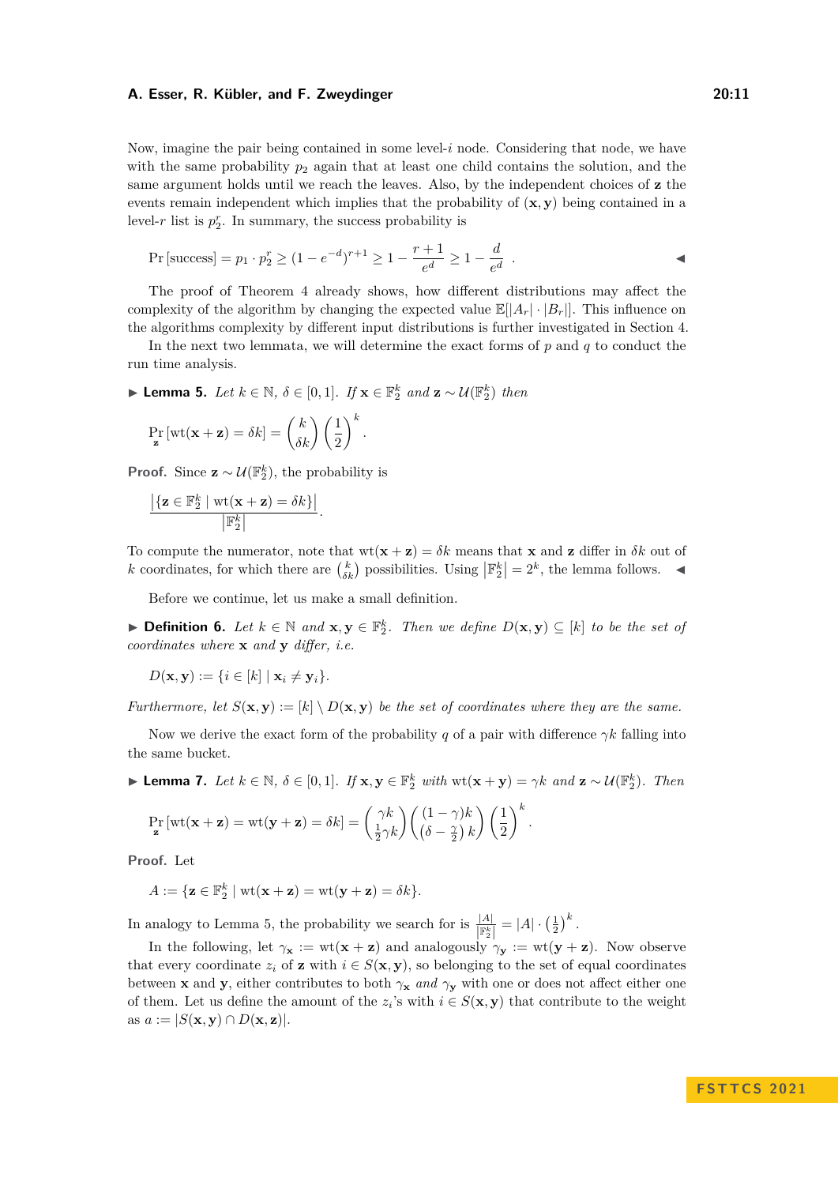Now, imagine the pair being contained in some level-$i$ node. Considering that node, we have with the same probability $p_2$ again that at least one child contains the solution, and the same argument holds until we reach the leaves. Also, by the independent choices of $\mathbf{z}$ the events remain independent which implies that the probability of $(\mathbf{x}, \mathbf{y})$ being contained in a level-$r$ list is $p_2^r$. In summary, the success probability is

$$\Pr[\text{success}] = p_1 \cdot p_2^r \geq (1 - e^{-d})^{r+1} \geq 1 - \frac{r+1}{e^d} \geq 1 - \frac{d}{e^d} \; . \qquad ◀$$

The proof of Theorem 4 already shows, how different distributions may affect the complexity of the algorithm by changing the expected value $\mathbb{E}[|A_r| \cdot |B_r|]$. This influence on the algorithms complexity by different input distributions is further investigated in Section 4.

In the next two lemmata, we will determine the exact forms of $p$ and $q$ to conduct the run time analysis.

▶ **Lemma 5.** *Let $k \in \mathbb{N}$, $\delta \in [0, 1]$. If $\mathbf{x} \in \mathbb{F}_2^k$ and $\mathbf{z} \sim \mathcal{U}(\mathbb{F}_2^k)$ then*

$$\Pr_{\mathbf{z}}[\text{wt}(\mathbf{x} + \mathbf{z}) = \delta k] = \binom{k}{\delta k} \left(\frac{1}{2}\right)^k .$$

**Proof.** Since $\mathbf{z} \sim \mathcal{U}(\mathbb{F}_2^k)$, the probability is

$$\frac{\left|\{\mathbf{z} \in \mathbb{F}_2^k \mid \text{wt}(\mathbf{x} + \mathbf{z}) = \delta k\}\right|}{\left|\mathbb{F}_2^k\right|} .$$

To compute the numerator, note that $\text{wt}(\mathbf{x} + \mathbf{z}) = \delta k$ means that $\mathbf{x}$ and $\mathbf{z}$ differ in $\delta k$ out of $k$ coordinates, for which there are $\binom{k}{\delta k}$ possibilities. Using $\left|\mathbb{F}_2^k\right| = 2^k$, the lemma follows. ◀

Before we continue, let us make a small definition.

▶ **Definition 6.** *Let $k \in \mathbb{N}$ and $\mathbf{x}, \mathbf{y} \in \mathbb{F}_2^k$. Then we define $D(\mathbf{x}, \mathbf{y}) \subseteq [k]$ to be the set of coordinates where $\mathbf{x}$ and $\mathbf{y}$ differ, i.e.*

$$D(\mathbf{x}, \mathbf{y}) := \{i \in [k] \mid \mathbf{x}_i \neq \mathbf{y}_i\}.$$

*Furthermore, let $S(\mathbf{x}, \mathbf{y}) := [k] \setminus D(\mathbf{x}, \mathbf{y})$ be the set of coordinates where they are the same.*

Now we derive the exact form of the probability $q$ of a pair with difference $\gamma k$ falling into the same bucket.

▶ **Lemma 7.** *Let $k \in \mathbb{N}$, $\delta \in [0, 1]$. If $\mathbf{x}, \mathbf{y} \in \mathbb{F}_2^k$ with $\text{wt}(\mathbf{x} + \mathbf{y}) = \gamma k$ and $\mathbf{z} \sim \mathcal{U}(\mathbb{F}_2^k)$. Then*

$$\Pr_{\mathbf{z}}[\text{wt}(\mathbf{x} + \mathbf{z}) = \text{wt}(\mathbf{y} + \mathbf{z}) = \delta k] = \binom{\gamma k}{\frac{1}{2}\gamma k} \binom{(1-\gamma)k}{\left(\delta - \frac{\gamma}{2}\right)k} \left(\frac{1}{2}\right)^k .$$

**Proof.** Let

$$A := \{\mathbf{z} \in \mathbb{F}_2^k \mid \text{wt}(\mathbf{x} + \mathbf{z}) = \text{wt}(\mathbf{y} + \mathbf{z}) = \delta k\}.$$

In analogy to Lemma 5, the probability we search for is $\frac{|A|}{|\mathbb{F}_2^k|} = |A| \cdot \left(\frac{1}{2}\right)^k$.

In the following, let $\gamma_{\mathbf{x}} := \text{wt}(\mathbf{x} + \mathbf{z})$ and analogously $\gamma_{\mathbf{y}} := \text{wt}(\mathbf{y} + \mathbf{z})$. Now observe that every coordinate $z_i$ of $\mathbf{z}$ with $i \in S(\mathbf{x}, \mathbf{y})$, so belonging to the set of equal coordinates between $\mathbf{x}$ and $\mathbf{y}$, either contributes to both $\gamma_{\mathbf{x}}$ *and* $\gamma_{\mathbf{y}}$ with one or does not affect either one of them. Let us define the amount of the $z_i$'s with $i \in S(\mathbf{x}, \mathbf{y})$ that contribute to the weight as $a := |S(\mathbf{x}, \mathbf{y}) \cap D(\mathbf{x}, \mathbf{z})|$.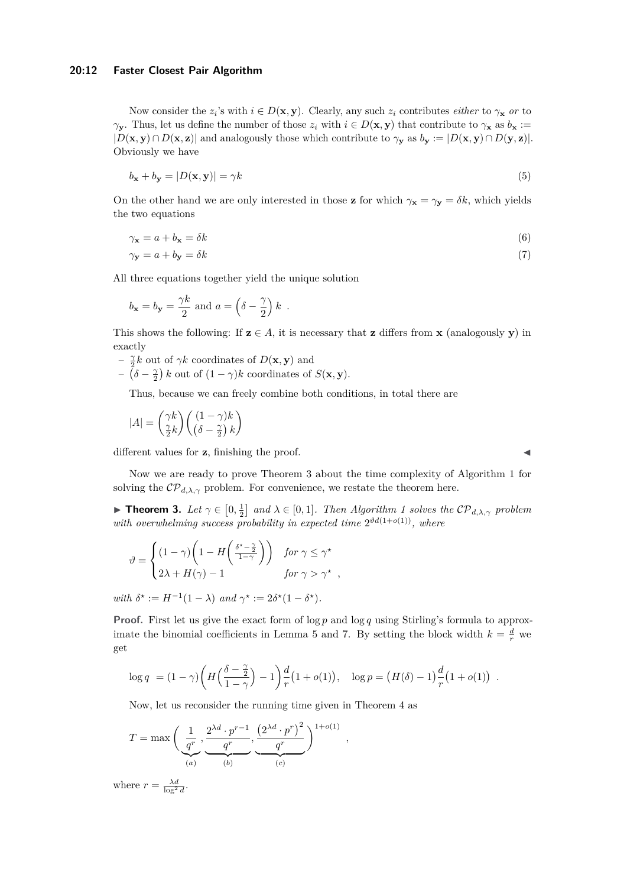Now consider the $z_i$'s with $i \in D(\mathbf{x},\mathbf{y})$. Clearly, any such $z_i$ contributes *either* to $\gamma_{\mathbf{x}}$ *or* to $\gamma_{\mathbf{y}}$. Thus, let us define the number of those $z_i$ with $i \in D(\mathbf{x},\mathbf{y})$ that contribute to $\gamma_{\mathbf{x}}$ as $b_{\mathbf{x}} := |D(\mathbf{x},\mathbf{y}) \cap D(\mathbf{x},\mathbf{z})|$ and analogously those which contribute to $\gamma_{\mathbf{y}}$ as $b_{\mathbf{y}} := |D(\mathbf{x},\mathbf{y}) \cap D(\mathbf{y},\mathbf{z})|$. Obviously we have

$$b_{\mathbf{x}} + b_{\mathbf{y}} = |D(\mathbf{x},\mathbf{y})| = \gamma k \tag{5}$$

On the other hand we are only interested in those $\mathbf{z}$ for which $\gamma_{\mathbf{x}} = \gamma_{\mathbf{y}} = \delta k$, which yields the two equations

$$\gamma_{\mathbf{x}} = a + b_{\mathbf{x}} = \delta k \tag{6}$$

$$\gamma_{\mathbf{y}} = a + b_{\mathbf{y}} = \delta k \tag{7}$$

All three equations together yield the unique solution

$$b_{\mathbf{x}} = b_{\mathbf{y}} = \frac{\gamma k}{2} \text{ and } a = \left(\delta - \frac{\gamma}{2}\right) k \ .$$

This shows the following: If $\mathbf{z} \in A$, it is necessary that $\mathbf{z}$ differs from $\mathbf{x}$ (analogously $\mathbf{y}$) in exactly

- $\frac{\gamma}{2}k$ out of $\gamma k$ coordinates of $D(\mathbf{x},\mathbf{y})$ and
- $\left(\delta - \frac{\gamma}{2}\right)k$ out of $(1-\gamma)k$ coordinates of $S(\mathbf{x},\mathbf{y})$.

Thus, because we can freely combine both conditions, in total there are

$$|A| = \binom{\gamma k}{\frac{\gamma}{2}k}\binom{(1-\gamma)k}{\left(\delta - \frac{\gamma}{2}\right)k}$$

different values for $\mathbf{z}$, finishing the proof. ◀

Now we are ready to prove Theorem 3 about the time complexity of Algorithm 1 for solving the $\mathcal{CP}_{d,\lambda,\gamma}$ problem. For convenience, we restate the theorem here.

▶ **Theorem 3.** *Let $\gamma \in \left[0, \frac{1}{2}\right]$ and $\lambda \in [0,1]$. Then Algorithm 1 solves the $\mathcal{CP}_{d,\lambda,\gamma}$ problem with overwhelming success probability in expected time $2^{\vartheta d(1+o(1))}$, where*

$$\vartheta = \begin{cases} (1-\gamma)\left(1 - H\left(\frac{\delta^\star - \frac{\gamma}{2}}{1-\gamma}\right)\right) & \text{for } \gamma \le \gamma^\star \\ 2\lambda + H(\gamma) - 1 & \text{for } \gamma > \gamma^\star \end{cases} ,$$

*with $\delta^\star := H^{-1}(1-\lambda)$ and $\gamma^\star := 2\delta^\star(1-\delta^\star)$.*

**Proof.** First let us give the exact form of $\log p$ and $\log q$ using Stirling's formula to approximate the binomial coefficients in Lemma 5 and 7. By setting the block width $k = \frac{d}{r}$ we get

$$\log q \ = (1-\gamma)\left(H\Big(\frac{\delta - \frac{\gamma}{2}}{1-\gamma}\Big) - 1\right)\frac{d}{r}\big(1+o(1)\big), \quad \log p = \big(H(\delta) - 1\big)\frac{d}{r}\big(1+o(1)\big) \ .$$

Now, let us reconsider the running time given in Theorem 4 as

$$T = \max\Bigg(\underbrace{\frac{1}{q^r}}_{(a)}, \underbrace{\frac{2^{\lambda d} \cdot p^{r-1}}{q^r}}_{(b)}, \underbrace{\frac{\big(2^{\lambda d} \cdot p^r\big)^2}{q^r}}_{(c)}\Bigg)^{1+o(1)} ,$$

where $r = \frac{\lambda d}{\log^2 d}$.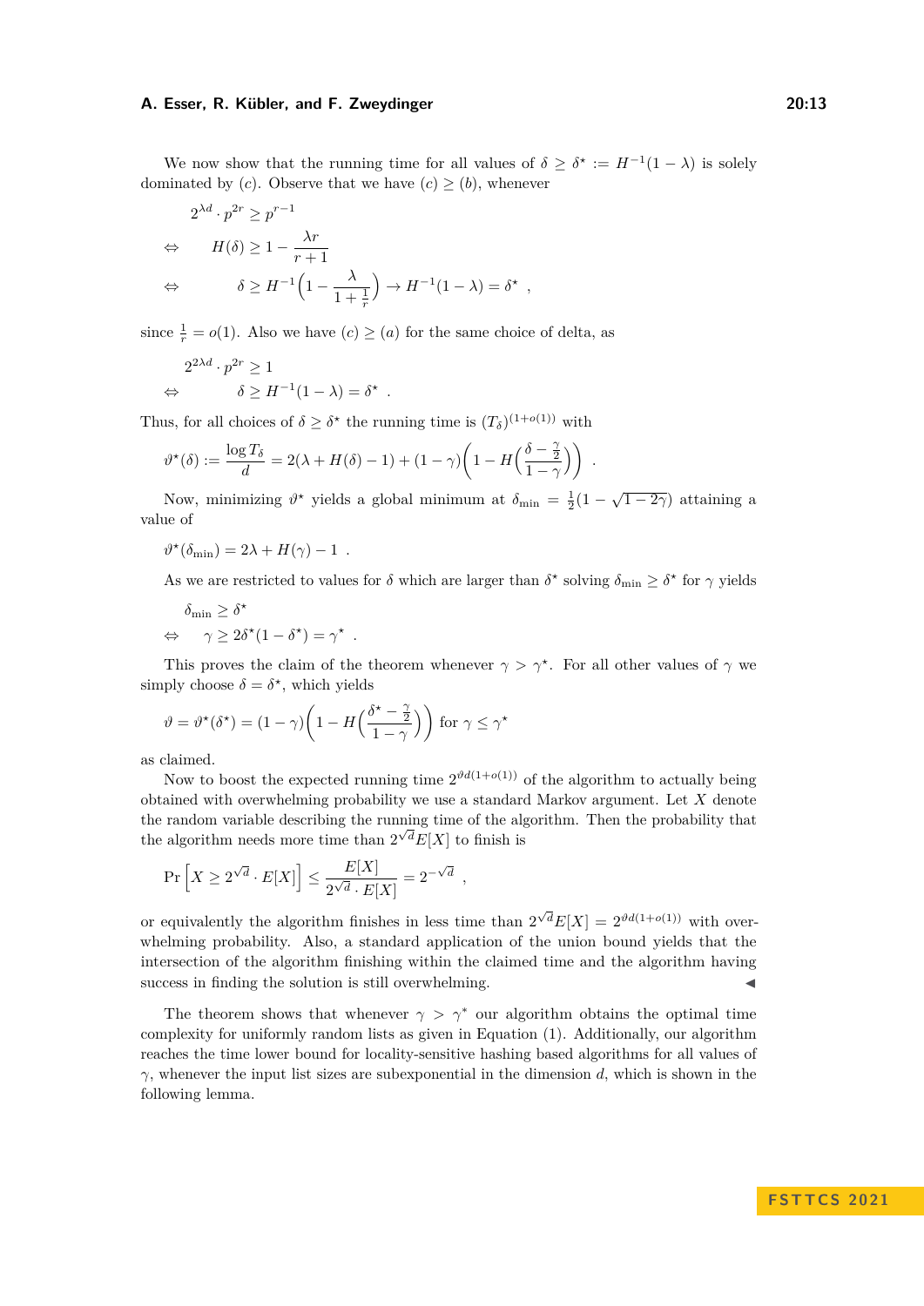We now show that the running time for all values of $\delta \geq \delta^\star := H^{-1}(1-\lambda)$ is solely dominated by $(c)$. Observe that we have $(c) \geq (b)$, whenever

$$
\begin{aligned}
& 2^{\lambda d} \cdot p^{2r} \geq p^{r-1} \\
\Leftrightarrow \quad & H(\delta) \geq 1 - \frac{\lambda r}{r+1} \\
\Leftrightarrow \quad & \delta \geq H^{-1}\Big(1 - \frac{\lambda}{1+\frac{1}{r}}\Big) \to H^{-1}(1-\lambda) = \delta^\star \ ,
\end{aligned}
$$

since $\frac{1}{r} = o(1)$. Also we have $(c) \geq (a)$ for the same choice of delta, as

$$
\begin{aligned}
& 2^{2\lambda d} \cdot p^{2r} \geq 1 \\
\Leftrightarrow \quad & \delta \geq H^{-1}(1-\lambda) = \delta^\star \ .
\end{aligned}
$$

Thus, for all choices of $\delta \geq \delta^\star$ the running time is $(T_\delta)^{(1+o(1))}$ with

$$
\vartheta^\star(\delta) := \frac{\log T_\delta}{d} = 2(\lambda + H(\delta) - 1) + (1-\gamma)\Big(1 - H\Big(\frac{\delta - \frac{\gamma}{2}}{1-\gamma}\Big)\Big) \ .
$$

Now, minimizing $\vartheta^\star$ yields a global minimum at $\delta_{\min} = \frac{1}{2}(1 - \sqrt{1-2\gamma})$ attaining a value of

$$
\vartheta^\star(\delta_{\min}) = 2\lambda + H(\gamma) - 1 \ .
$$

As we are restricted to values for $\delta$ which are larger than $\delta^\star$ solving $\delta_{\min} \geq \delta^\star$ for $\gamma$ yields

$$
\begin{aligned}
& \delta_{\min} \geq \delta^\star \\
\Leftrightarrow \quad & \gamma \geq 2\delta^\star(1-\delta^\star) = \gamma^\star \ .
\end{aligned}
$$

This proves the claim of the theorem whenever $\gamma > \gamma^\star$. For all other values of $\gamma$ we simply choose $\delta = \delta^\star$, which yields

$$
\vartheta = \vartheta^\star(\delta^\star) = (1-\gamma)\Big(1 - H\Big(\frac{\delta^\star - \frac{\gamma}{2}}{1-\gamma}\Big)\Big) \text{ for } \gamma \leq \gamma^\star
$$

as claimed.

Now to boost the expected running time $2^{\vartheta d(1+o(1))}$ of the algorithm to actually being obtained with overwhelming probability we use a standard Markov argument. Let $X$ denote the random variable describing the running time of the algorithm. Then the probability that the algorithm needs more time than $2^{\sqrt{d}}E[X]$ to finish is

$$
\Pr\Big[X \geq 2^{\sqrt{d}} \cdot E[X]\Big] \leq \frac{E[X]}{2^{\sqrt{d}} \cdot E[X]} = 2^{-\sqrt{d}} \ ,
$$

or equivalently the algorithm finishes in less time than $2^{\sqrt{d}}E[X] = 2^{\vartheta d(1+o(1))}$ with overwhelming probability. Also, a standard application of the union bound yields that the intersection of the algorithm finishing within the claimed time and the algorithm having success in finding the solution is still overwhelming. ◀

The theorem shows that whenever $\gamma > \gamma^*$ our algorithm obtains the optimal time complexity for uniformly random lists as given in Equation (1). Additionally, our algorithm reaches the time lower bound for locality-sensitive hashing based algorithms for all values of $\gamma$, whenever the input list sizes are subexponential in the dimension $d$, which is shown in the following lemma.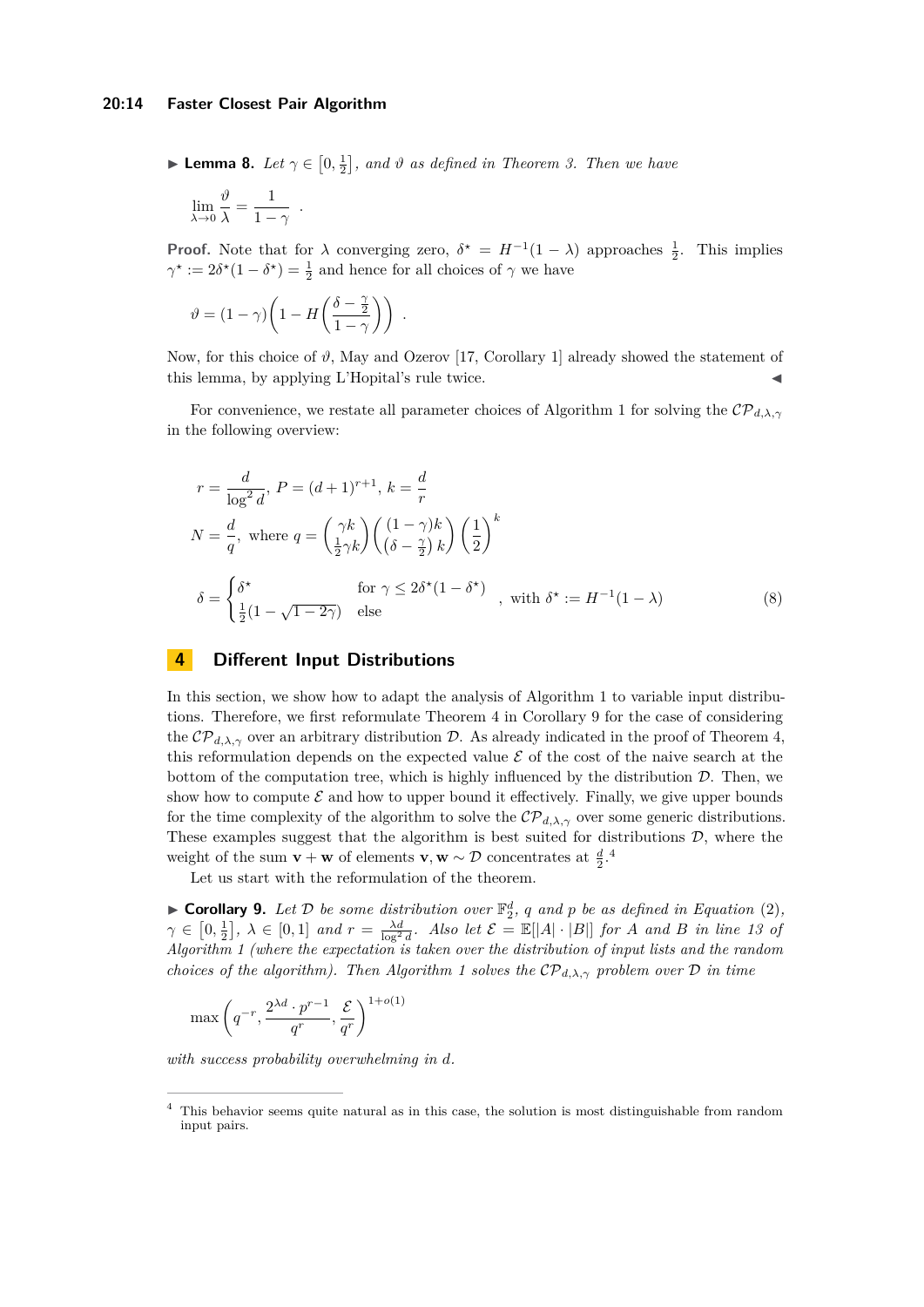▶ **Lemma 8.** *Let $\gamma \in \left[0, \frac{1}{2}\right]$, and $\vartheta$ as defined in Theorem 3. Then we have*

$$\lim_{\lambda \to 0} \frac{\vartheta}{\lambda} = \frac{1}{1-\gamma} \quad .$$

**Proof.** Note that for $\lambda$ converging zero, $\delta^\star = H^{-1}(1-\lambda)$ approaches $\frac{1}{2}$. This implies $\gamma^\star := 2\delta^\star(1-\delta^\star) = \frac{1}{2}$ and hence for all choices of $\gamma$ we have

$$\vartheta = (1-\gamma)\left(1 - H\left(\frac{\delta - \frac{\gamma}{2}}{1-\gamma}\right)\right) \quad .$$

Now, for this choice of $\vartheta$, May and Ozerov [17, Corollary 1] already showed the statement of this lemma, by applying L'Hopital's rule twice. ◀

For convenience, we restate all parameter choices of Algorithm 1 for solving the $\mathcal{CP}_{d,\lambda,\gamma}$ in the following overview:

$$r = \frac{d}{\log^2 d},\ P = (d+1)^{r+1},\ k = \frac{d}{r}$$

$$N = \frac{d}{q},\ \text{where } q = \binom{\gamma k}{\frac{1}{2}\gamma k}\binom{(1-\gamma)k}{\left(\delta - \frac{\gamma}{2}\right)k}\left(\frac{1}{2}\right)^k$$

$$\delta = \begin{cases} \delta^\star & \text{for } \gamma \leq 2\delta^\star(1-\delta^\star) \\ \frac{1}{2}(1-\sqrt{1-2\gamma}) & \text{else} \end{cases}\ ,\ \text{with } \delta^\star := H^{-1}(1-\lambda) \tag{8}$$

# 4 Different Input Distributions

In this section, we show how to adapt the analysis of Algorithm 1 to variable input distributions. Therefore, we first reformulate Theorem 4 in Corollary 9 for the case of considering the $\mathcal{CP}_{d,\lambda,\gamma}$ over an arbitrary distribution $\mathcal{D}$. As already indicated in the proof of Theorem 4, this reformulation depends on the expected value $\mathcal{E}$ of the cost of the naive search at the bottom of the computation tree, which is highly influenced by the distribution $\mathcal{D}$. Then, we show how to compute $\mathcal{E}$ and how to upper bound it effectively. Finally, we give upper bounds for the time complexity of the algorithm to solve the $\mathcal{CP}_{d,\lambda,\gamma}$ over some generic distributions. These examples suggest that the algorithm is best suited for distributions $\mathcal{D}$, where the weight of the sum $\mathbf{v}+\mathbf{w}$ of elements $\mathbf{v}, \mathbf{w} \sim \mathcal{D}$ concentrates at $\frac{d}{2}$.[4]

Let us start with the reformulation of the theorem.

▶ **Corollary 9.** *Let $\mathcal{D}$ be some distribution over $\mathbb{F}_2^d$, $q$ and $p$ be as defined in Equation (2), $\gamma \in \left[0, \frac{1}{2}\right]$, $\lambda \in [0,1]$ and $r = \frac{\lambda d}{\log^2 d}$. Also let $\mathcal{E} = \mathbb{E}[|A| \cdot |B|]$ for $A$ and $B$ in line 13 of Algorithm 1 (where the expectation is taken over the distribution of input lists and the random choices of the algorithm). Then Algorithm 1 solves the $\mathcal{CP}_{d,\lambda,\gamma}$ problem over $\mathcal{D}$ in time*

$$\max\left(q^{-r}, \frac{2^{\lambda d} \cdot p^{r-1}}{q^r}, \frac{\mathcal{E}}{q^r}\right)^{1+o(1)}$$

*with success probability overwhelming in $d$.*

[4] This behavior seems quite natural as in this case, the solution is most distinguishable from random input pairs.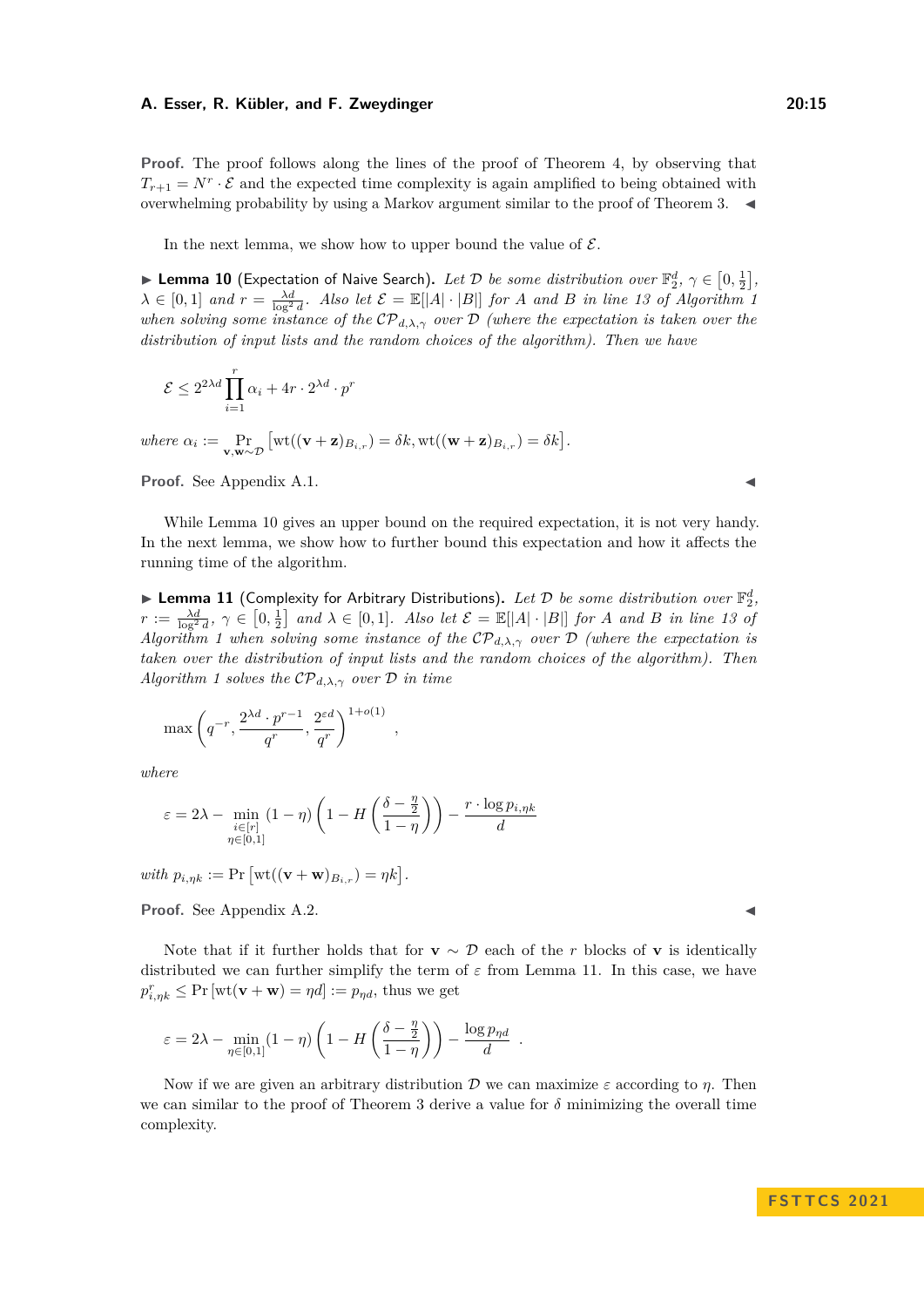**Proof.** The proof follows along the lines of the proof of Theorem 4, by observing that $T_{r+1} = N^r \cdot \mathcal{E}$ and the expected time complexity is again amplified to being obtained with overwhelming probability by using a Markov argument similar to the proof of Theorem 3. ◀

In the next lemma, we show how to upper bound the value of $\mathcal{E}$.

▶ **Lemma 10** (Expectation of Naive Search). *Let $\mathcal{D}$ be some distribution over $\mathbb{F}_2^d$, $\gamma \in \left[0, \frac{1}{2}\right]$, $\lambda \in [0,1]$ and $r = \frac{\lambda d}{\log^2 d}$. Also let $\mathcal{E} = \mathbb{E}[|A| \cdot |B|]$ for $A$ and $B$ in line 13 of Algorithm 1 when solving some instance of the $\mathcal{CP}_{d,\lambda,\gamma}$ over $\mathcal{D}$ (where the expectation is taken over the distribution of input lists and the random choices of the algorithm). Then we have*

$$\mathcal{E} \le 2^{2\lambda d} \prod_{i=1}^{r} \alpha_i + 4r \cdot 2^{\lambda d} \cdot p^r$$

*where $\alpha_i := \Pr_{\mathbf{v},\mathbf{w}\sim\mathcal{D}}\left[\mathrm{wt}((\mathbf{v}+\mathbf{z})_{B_{i,r}}) = \delta k, \mathrm{wt}((\mathbf{w}+\mathbf{z})_{B_{i,r}}) = \delta k\right]$.*

**Proof.** See Appendix A.1. ◀

While Lemma 10 gives an upper bound on the required expectation, it is not very handy. In the next lemma, we show how to further bound this expectation and how it affects the running time of the algorithm.

▶ **Lemma 11** (Complexity for Arbitrary Distributions). *Let $\mathcal{D}$ be some distribution over $\mathbb{F}_2^d$, $r := \frac{\lambda d}{\log^2 d}$, $\gamma \in \left[0, \frac{1}{2}\right]$ and $\lambda \in [0,1]$. Also let $\mathcal{E} = \mathbb{E}[|A| \cdot |B|]$ for $A$ and $B$ in line 13 of Algorithm 1 when solving some instance of the $\mathcal{CP}_{d,\lambda,\gamma}$ over $\mathcal{D}$ (where the expectation is taken over the distribution of input lists and the random choices of the algorithm). Then Algorithm 1 solves the $\mathcal{CP}_{d,\lambda,\gamma}$ over $\mathcal{D}$ in time*

$$\max\left(q^{-r}, \frac{2^{\lambda d} \cdot p^{r-1}}{q^r}, \frac{2^{\varepsilon d}}{q^r}\right)^{1+o(1)},$$

*where*

$$\varepsilon = 2\lambda - \min_{\substack{i\in[r]\\ \eta\in[0,1]}} (1-\eta)\left(1 - H\left(\frac{\delta - \frac{\eta}{2}}{1-\eta}\right)\right) - \frac{r \cdot \log p_{i,\eta k}}{d}$$

*with $p_{i,\eta k} := \Pr\left[\mathrm{wt}((\mathbf{v}+\mathbf{w})_{B_{i,r}}) = \eta k\right]$.*

**Proof.** See Appendix A.2. ◀

Note that if it further holds that for $\mathbf{v} \sim \mathcal{D}$ each of the $r$ blocks of $\mathbf{v}$ is identically distributed we can further simplify the term of $\varepsilon$ from Lemma 11. In this case, we have $p_{i,\eta k}^r \le \Pr\left[\mathrm{wt}(\mathbf{v}+\mathbf{w}) = \eta d\right] := p_{\eta d}$, thus we get

$$\varepsilon = 2\lambda - \min_{\eta\in[0,1]} (1-\eta)\left(1 - H\left(\frac{\delta - \frac{\eta}{2}}{1-\eta}\right)\right) - \frac{\log p_{\eta d}}{d}.$$

Now if we are given an arbitrary distribution $\mathcal{D}$ we can maximize $\varepsilon$ according to $\eta$. Then we can similar to the proof of Theorem 3 derive a value for $\delta$ minimizing the overall time complexity.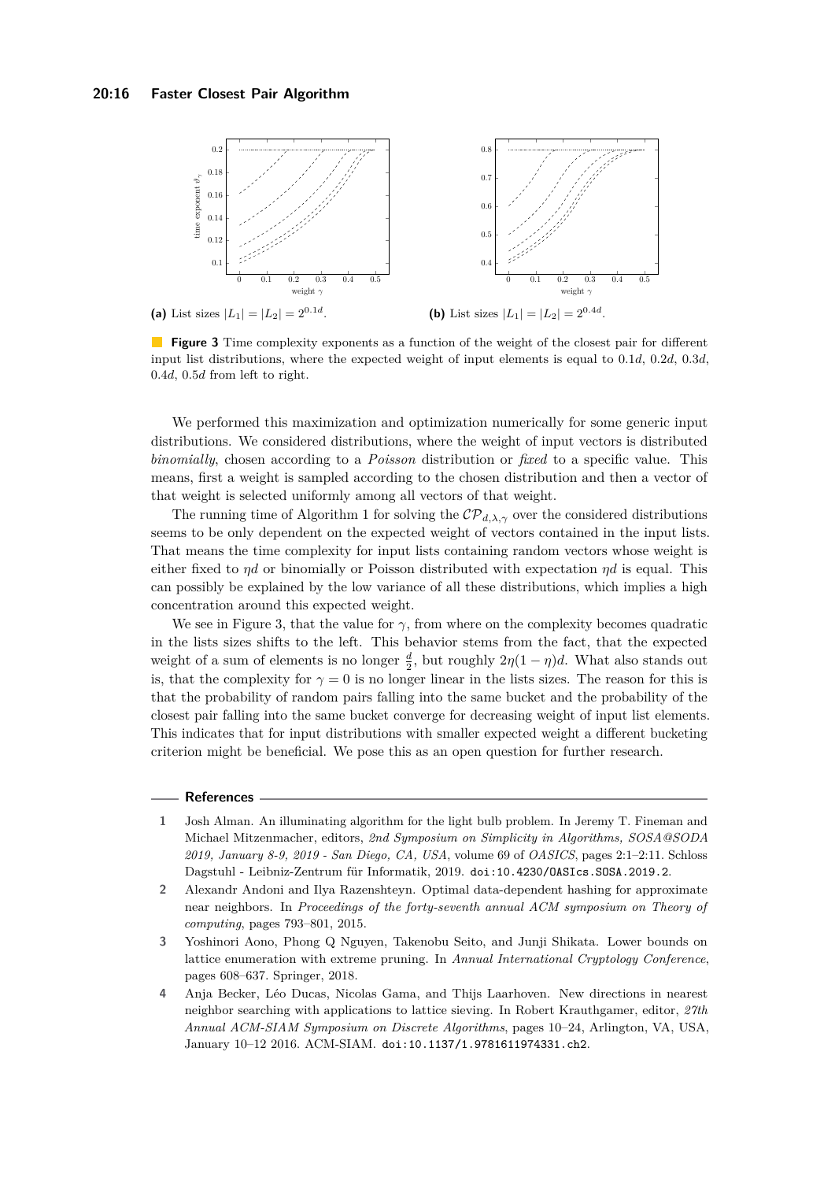**(a)** List sizes $|L_1| = |L_2| = 2^{0.1d}$.

**(b)** List sizes $|L_1| = |L_2| = 2^{0.4d}$.

**Figure 3** Time complexity exponents as a function of the weight of the closest pair for different input list distributions, where the expected weight of input elements is equal to $0.1d$, $0.2d$, $0.3d$, $0.4d$, $0.5d$ from left to right.

We performed this maximization and optimization numerically for some generic input distributions. We considered distributions, where the weight of input vectors is distributed *binomially*, chosen according to a *Poisson* distribution or *fixed* to a specific value. This means, first a weight is sampled according to the chosen distribution and then a vector of that weight is selected uniformly among all vectors of that weight.

The running time of Algorithm 1 for solving the $\mathcal{CP}_{d,\lambda,\gamma}$ over the considered distributions seems to be only dependent on the expected weight of vectors contained in the input lists. That means the time complexity for input lists containing random vectors whose weight is either fixed to $\eta d$ or binomially or Poisson distributed with expectation $\eta d$ is equal. This can possibly be explained by the low variance of all these distributions, which implies a high concentration around this expected weight.

We see in Figure 3, that the value for $\gamma$, from where on the complexity becomes quadratic in the lists sizes shifts to the left. This behavior stems from the fact, that the expected weight of a sum of elements is no longer $\frac{d}{2}$, but roughly $2\eta(1-\eta)d$. What also stands out is, that the complexity for $\gamma = 0$ is no longer linear in the lists sizes. The reason for this is that the probability of random pairs falling into the same bucket and the probability of the closest pair falling into the same bucket converge for decreasing weight of input list elements. This indicates that for input distributions with smaller expected weight a different bucketing criterion might be beneficial. We pose this as an open question for further research.

## References

1. Josh Alman. An illuminating algorithm for the light bulb problem. In Jeremy T. Fineman and Michael Mitzenmacher, editors, *2nd Symposium on Simplicity in Algorithms, SOSA@SODA 2019, January 8-9, 2019 - San Diego, CA, USA*, volume 69 of *OASICS*, pages 2:1–2:11. Schloss Dagstuhl - Leibniz-Zentrum für Informatik, 2019. doi:10.4230/OASIcs.SOSA.2019.2.
2. Alexandr Andoni and Ilya Razenshteyn. Optimal data-dependent hashing for approximate near neighbors. In *Proceedings of the forty-seventh annual ACM symposium on Theory of computing*, pages 793–801, 2015.
3. Yoshinori Aono, Phong Q Nguyen, Takenobu Seito, and Junji Shikata. Lower bounds on lattice enumeration with extreme pruning. In *Annual International Cryptology Conference*, pages 608–637. Springer, 2018.
4. Anja Becker, Léo Ducas, Nicolas Gama, and Thijs Laarhoven. New directions in nearest neighbor searching with applications to lattice sieving. In Robert Krauthgamer, editor, *27th Annual ACM-SIAM Symposium on Discrete Algorithms*, pages 10–24, Arlington, VA, USA, January 10–12 2016. ACM-SIAM. doi:10.1137/1.9781611974331.ch2.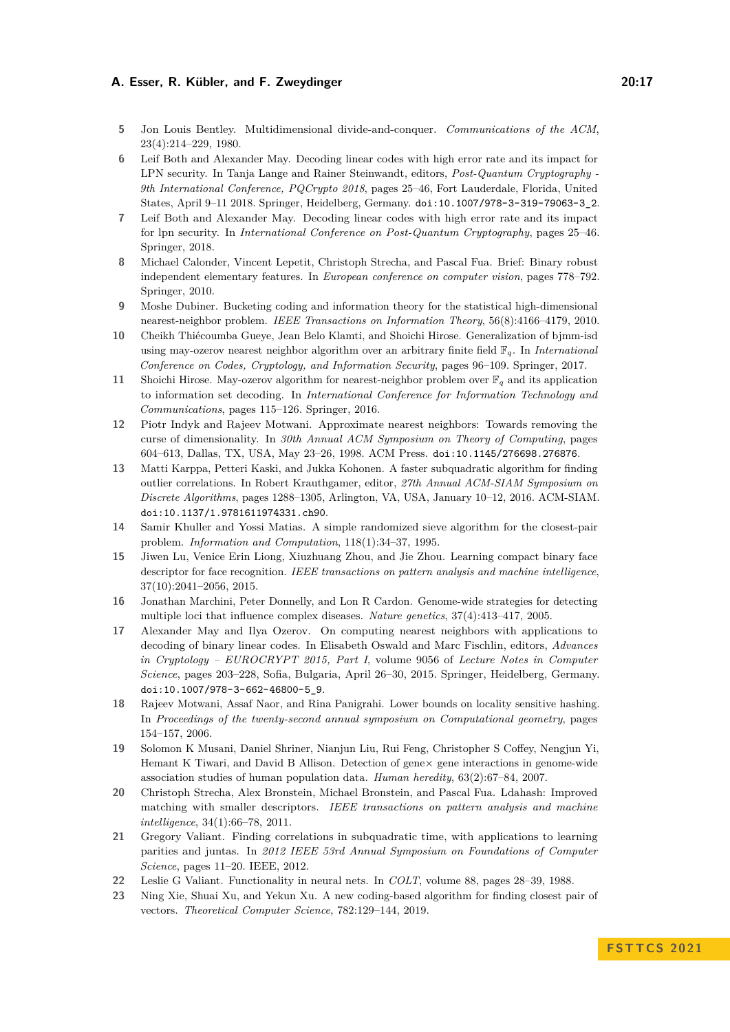5. Jon Louis Bentley. Multidimensional divide-and-conquer. *Communications of the ACM*, 23(4):214–229, 1980.
6. Leif Both and Alexander May. Decoding linear codes with high error rate and its impact for LPN security. In Tanja Lange and Rainer Steinwandt, editors, *Post-Quantum Cryptography - 9th International Conference, PQCrypto 2018*, pages 25–46, Fort Lauderdale, Florida, United States, April 9–11 2018. Springer, Heidelberg, Germany. `doi:10.1007/978-3-319-79063-3_2`.
7. Leif Both and Alexander May. Decoding linear codes with high error rate and its impact for lpn security. In *International Conference on Post-Quantum Cryptography*, pages 25–46. Springer, 2018.
8. Michael Calonder, Vincent Lepetit, Christoph Strecha, and Pascal Fua. Brief: Binary robust independent elementary features. In *European conference on computer vision*, pages 778–792. Springer, 2010.
9. Moshe Dubiner. Bucketing coding and information theory for the statistical high-dimensional nearest-neighbor problem. *IEEE Transactions on Information Theory*, 56(8):4166–4179, 2010.
10. Cheikh Thiécoumba Gueye, Jean Belo Klamti, and Shoichi Hirose. Generalization of bjmm-isd using may-ozerov nearest neighbor algorithm over an arbitrary finite field $\mathbb{F}_q$. In *International Conference on Codes, Cryptology, and Information Security*, pages 96–109. Springer, 2017.
11. Shoichi Hirose. May-ozerov algorithm for nearest-neighbor problem over $\mathbb{F}_q$ and its application to information set decoding. In *International Conference for Information Technology and Communications*, pages 115–126. Springer, 2016.
12. Piotr Indyk and Rajeev Motwani. Approximate nearest neighbors: Towards removing the curse of dimensionality. In *30th Annual ACM Symposium on Theory of Computing*, pages 604–613, Dallas, TX, USA, May 23–26, 1998. ACM Press. `doi:10.1145/276698.276876`.
13. Matti Karppa, Petteri Kaski, and Jukka Kohonen. A faster subquadratic algorithm for finding outlier correlations. In Robert Krauthgamer, editor, *27th Annual ACM-SIAM Symposium on Discrete Algorithms*, pages 1288–1305, Arlington, VA, USA, January 10–12, 2016. ACM-SIAM. `doi:10.1137/1.9781611974331.ch90`.
14. Samir Khuller and Yossi Matias. A simple randomized sieve algorithm for the closest-pair problem. *Information and Computation*, 118(1):34–37, 1995.
15. Jiwen Lu, Venice Erin Liong, Xiuzhuang Zhou, and Jie Zhou. Learning compact binary face descriptor for face recognition. *IEEE transactions on pattern analysis and machine intelligence*, 37(10):2041–2056, 2015.
16. Jonathan Marchini, Peter Donnelly, and Lon R Cardon. Genome-wide strategies for detecting multiple loci that influence complex diseases. *Nature genetics*, 37(4):413–417, 2005.
17. Alexander May and Ilya Ozerov. On computing nearest neighbors with applications to decoding of binary linear codes. In Elisabeth Oswald and Marc Fischlin, editors, *Advances in Cryptology – EUROCRYPT 2015, Part I*, volume 9056 of *Lecture Notes in Computer Science*, pages 203–228, Sofia, Bulgaria, April 26–30, 2015. Springer, Heidelberg, Germany. `doi:10.1007/978-3-662-46800-5_9`.
18. Rajeev Motwani, Assaf Naor, and Rina Panigrahi. Lower bounds on locality sensitive hashing. In *Proceedings of the twenty-second annual symposium on Computational geometry*, pages 154–157, 2006.
19. Solomon K Musani, Daniel Shriner, Nianjun Liu, Rui Feng, Christopher S Coffey, Nengjun Yi, Hemant K Tiwari, and David B Allison. Detection of gene× gene interactions in genome-wide association studies of human population data. *Human heredity*, 63(2):67–84, 2007.
20. Christoph Strecha, Alex Bronstein, Michael Bronstein, and Pascal Fua. Ldahash: Improved matching with smaller descriptors. *IEEE transactions on pattern analysis and machine intelligence*, 34(1):66–78, 2011.
21. Gregory Valiant. Finding correlations in subquadratic time, with applications to learning parities and juntas. In *2012 IEEE 53rd Annual Symposium on Foundations of Computer Science*, pages 11–20. IEEE, 2012.
22. Leslie G Valiant. Functionality in neural nets. In *COLT*, volume 88, pages 28–39, 1988.
23. Ning Xie, Shuai Xu, and Yekun Xu. A new coding-based algorithm for finding closest pair of vectors. *Theoretical Computer Science*, 782:129–144, 2019.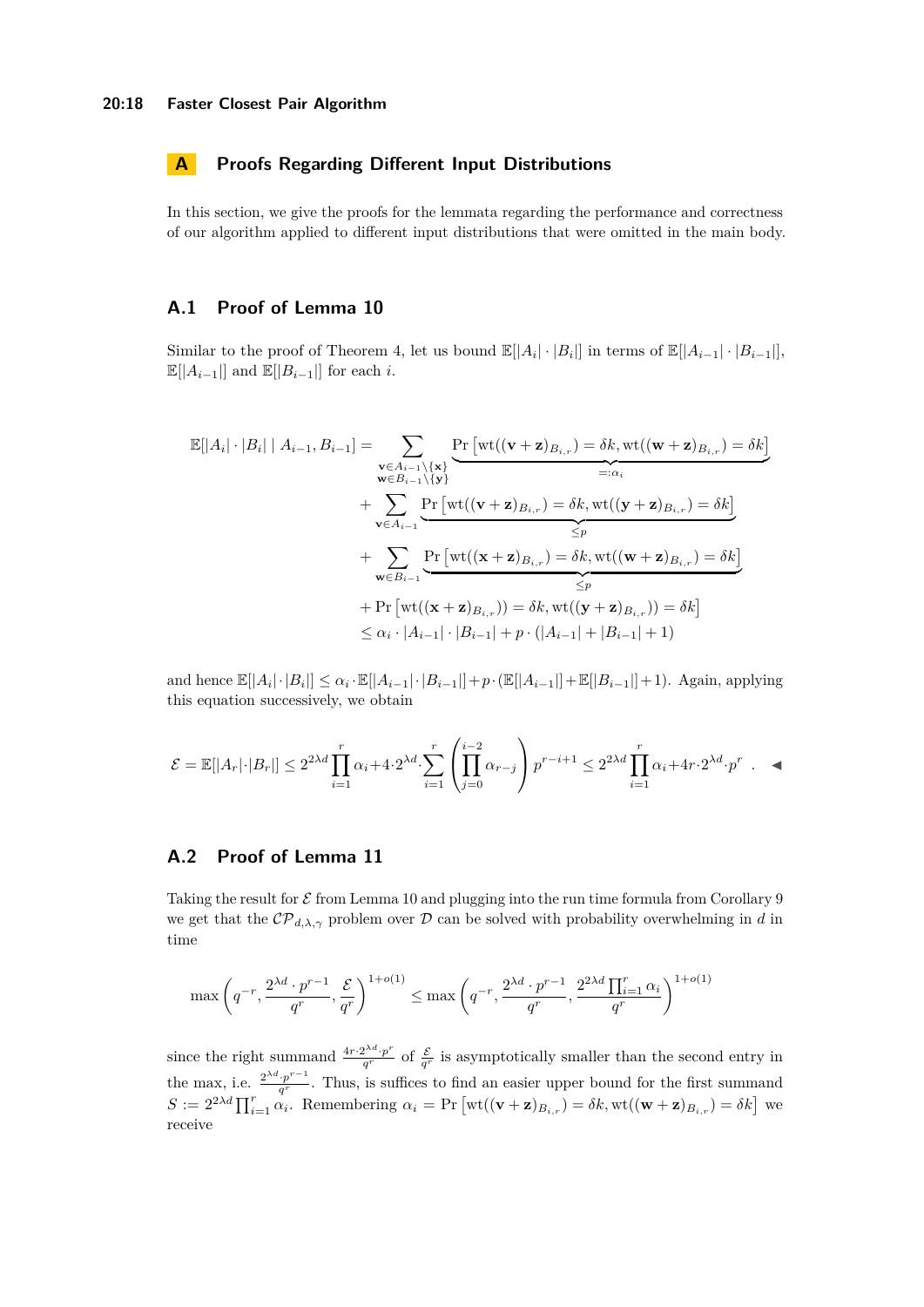# A Proofs Regarding Different Input Distributions

In this section, we give the proofs for the lemmata regarding the performance and correctness of our algorithm applied to different input distributions that were omitted in the main body.

## A.1 Proof of Lemma 10

Similar to the proof of Theorem 4, let us bound $\mathbb{E}[|A_i| \cdot |B_i|]$ in terms of $\mathbb{E}[|A_{i-1}| \cdot |B_{i-1}|]$, $\mathbb{E}[|A_{i-1}|]$ and $\mathbb{E}[|B_{i-1}|]$ for each $i$.

$$
\begin{aligned}
\mathbb{E}[|A_i| \cdot |B_i| \mid A_{i-1}, B_{i-1}] = & \sum_{\substack{\mathbf{v} \in A_{i-1} \setminus \{\mathbf{x}\} \\ \mathbf{w} \in B_{i-1} \setminus \{\mathbf{y}\}}} \underbrace{\Pr\left[\mathrm{wt}((\mathbf{v}+\mathbf{z})_{B_{i,r}}) = \delta k, \mathrm{wt}((\mathbf{w}+\mathbf{z})_{B_{i,r}}) = \delta k\right]}_{=:\alpha_i} \\
& + \sum_{\mathbf{v} \in A_{i-1}} \underbrace{\Pr\left[\mathrm{wt}((\mathbf{v}+\mathbf{z})_{B_{i,r}}) = \delta k, \mathrm{wt}((\mathbf{y}+\mathbf{z})_{B_{i,r}}) = \delta k\right]}_{\leq p} \\
& + \sum_{\mathbf{w} \in B_{i-1}} \underbrace{\Pr\left[\mathrm{wt}((\mathbf{x}+\mathbf{z})_{B_{i,r}}) = \delta k, \mathrm{wt}((\mathbf{w}+\mathbf{z})_{B_{i,r}}) = \delta k\right]}_{\leq p} \\
& + \Pr\left[\mathrm{wt}((\mathbf{x}+\mathbf{z})_{B_{i,r}})) = \delta k, \mathrm{wt}((\mathbf{y}+\mathbf{z})_{B_{i,r}})) = \delta k\right] \\
& \leq \alpha_i \cdot |A_{i-1}| \cdot |B_{i-1}| + p \cdot (|A_{i-1}| + |B_{i-1}| + 1)
\end{aligned}
$$

and hence $\mathbb{E}[|A_i| \cdot |B_i|] \leq \alpha_i \cdot \mathbb{E}[|A_{i-1}| \cdot |B_{i-1}|] + p \cdot (\mathbb{E}[|A_{i-1}|] + \mathbb{E}[|B_{i-1}|] + 1)$. Again, applying this equation successively, we obtain

$$
\mathcal{E} = \mathbb{E}[|A_r| \cdot |B_r|] \leq 2^{2\lambda d} \prod_{i=1}^{r} \alpha_i + 4 \cdot 2^{\lambda d} \cdot \sum_{i=1}^{r} \left( \prod_{j=0}^{i-2} \alpha_{r-j} \right) p^{r-i+1} \leq 2^{2\lambda d} \prod_{i=1}^{r} \alpha_i + 4r \cdot 2^{\lambda d} \cdot p^r \ . \quad \blacktriangleleft
$$

## A.2 Proof of Lemma 11

Taking the result for $\mathcal{E}$ from Lemma 10 and plugging into the run time formula from Corollary 9 we get that the $\mathcal{CP}_{d,\lambda,\gamma}$ problem over $\mathcal{D}$ can be solved with probability overwhelming in $d$ in time

$$
\max\left(q^{-r}, \frac{2^{\lambda d} \cdot p^{r-1}}{q^r}, \frac{\mathcal{E}}{q^r}\right)^{1+o(1)} \leq \max\left(q^{-r}, \frac{2^{\lambda d} \cdot p^{r-1}}{q^r}, \frac{2^{2\lambda d} \prod_{i=1}^{r} \alpha_i}{q^r}\right)^{1+o(1)}
$$

since the right summand $\frac{4r \cdot 2^{\lambda d} \cdot p^r}{q^r}$ of $\frac{\mathcal{E}}{q^r}$ is asymptotically smaller than the second entry in the max, i.e. $\frac{2^{\lambda d} \cdot p^{r-1}}{q^r}$. Thus, is suffices to find an easier upper bound for the first summand $S := 2^{2\lambda d} \prod_{i=1}^{r} \alpha_i$. Remembering $\alpha_i = \Pr\left[\mathrm{wt}((\mathbf{v}+\mathbf{z})_{B_{i,r}}) = \delta k, \mathrm{wt}((\mathbf{w}+\mathbf{z})_{B_{i,r}}) = \delta k\right]$ we receive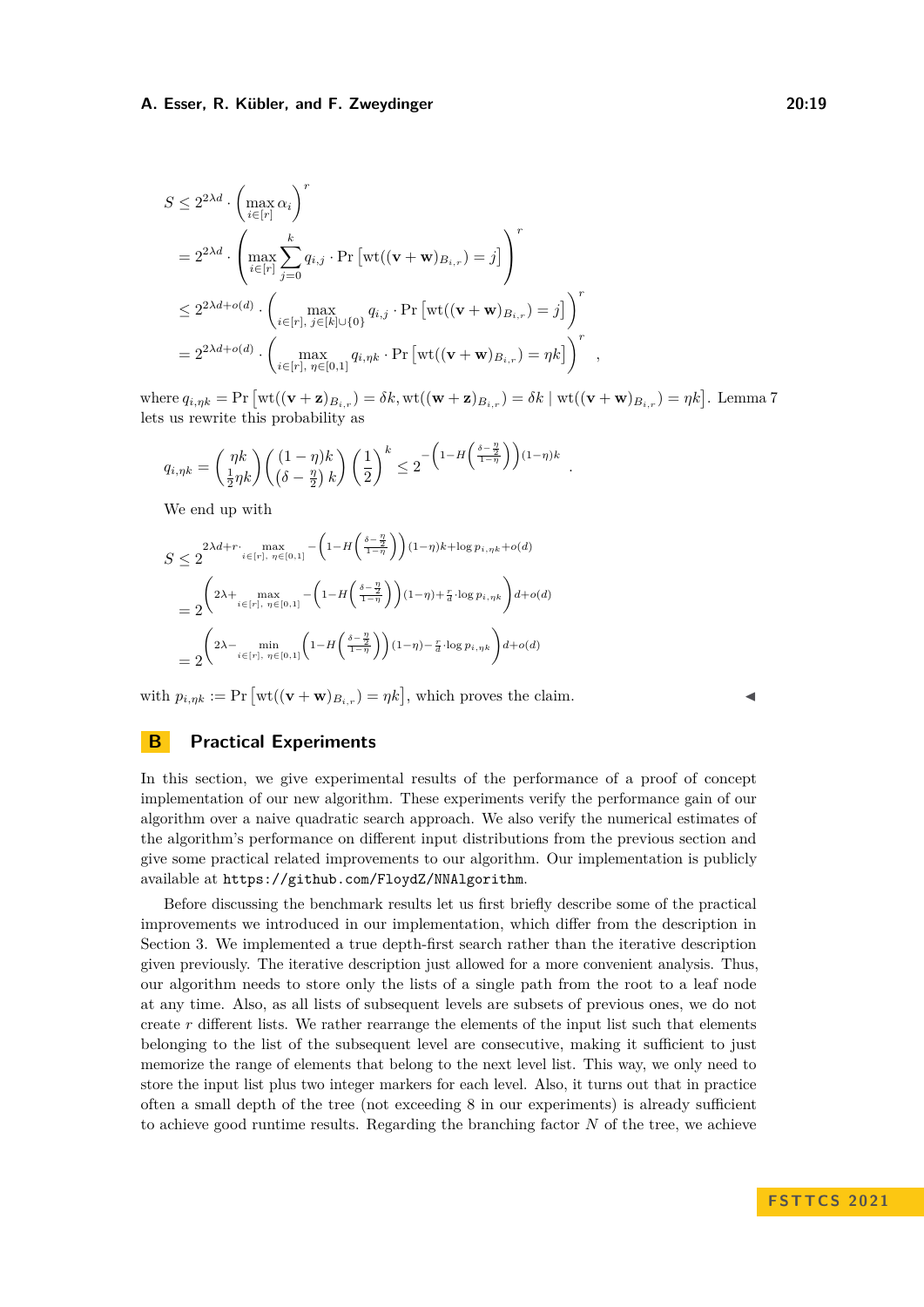$$
\begin{aligned}
S &\le 2^{2\lambda d} \cdot \left(\max_{i\in[r]} \alpha_i\right)^r \\
&= 2^{2\lambda d} \cdot \left(\max_{i\in[r]} \sum_{j=0}^{k} q_{i,j} \cdot \Pr\left[\mathrm{wt}((\mathbf{v}+\mathbf{w})_{B_{i,r}}) = j\right]\right)^r \\
&\le 2^{2\lambda d + o(d)} \cdot \left(\max_{i\in[r],\, j\in[k]\cup\{0\}} q_{i,j} \cdot \Pr\left[\mathrm{wt}((\mathbf{v}+\mathbf{w})_{B_{i,r}}) = j\right]\right)^r \\
&= 2^{2\lambda d + o(d)} \cdot \left(\max_{i\in[r],\, \eta\in[0,1]} q_{i,\eta k} \cdot \Pr\left[\mathrm{wt}((\mathbf{v}+\mathbf{w})_{B_{i,r}}) = \eta k\right]\right)^r \quad ,
\end{aligned}
$$

where $q_{i,\eta k} = \Pr\left[\mathrm{wt}((\mathbf{v}+\mathbf{z})_{B_{i,r}}) = \delta k, \mathrm{wt}((\mathbf{w}+\mathbf{z})_{B_{i,r}}) = \delta k \mid \mathrm{wt}((\mathbf{v}+\mathbf{w})_{B_{i,r}}) = \eta k\right]$. Lemma 7 lets us rewrite this probability as

$$
q_{i,\eta k} = \binom{\eta k}{\frac{1}{2}\eta k}\binom{(1-\eta)k}{\left(\delta - \frac{\eta}{2}\right)k}\left(\frac{1}{2}\right)^k \le 2^{-\left(1-H\left(\frac{\delta-\frac{\eta}{2}}{1-\eta}\right)\right)(1-\eta)k} \quad .
$$

We end up with

$$
\begin{aligned}
S &\le 2^{2\lambda d + r\cdot \max_{i\in[r],\,\eta\in[0,1]} -\left(1-H\left(\frac{\delta-\frac{\eta}{2}}{1-\eta}\right)\right)(1-\eta)k + \log p_{i,\eta k} + o(d)} \\
&= 2^{\left(2\lambda + \max_{i\in[r],\,\eta\in[0,1]} -\left(1-H\left(\frac{\delta-\frac{\eta}{2}}{1-\eta}\right)\right)(1-\eta) + \frac{r}{d}\cdot \log p_{i,\eta k}\right)d + o(d)} \\
&= 2^{\left(2\lambda - \min_{i\in[r],\,\eta\in[0,1]} \left(1-H\left(\frac{\delta-\frac{\eta}{2}}{1-\eta}\right)\right)(1-\eta) - \frac{r}{d}\cdot \log p_{i,\eta k}\right)d + o(d)}
\end{aligned}
$$

with $p_{i,\eta k} := \Pr\left[\mathrm{wt}((\mathbf{v}+\mathbf{w})_{B_{i,r}}) = \eta k\right]$, which proves the claim. ◀

## B Practical Experiments

In this section, we give experimental results of the performance of a proof of concept implementation of our new algorithm. These experiments verify the performance gain of our algorithm over a naive quadratic search approach. We also verify the numerical estimates of the algorithm's performance on different input distributions from the previous section and give some practical related improvements to our algorithm. Our implementation is publicly available at `https://github.com/FloydZ/NNAlgorithm`.

Before discussing the benchmark results let us first briefly describe some of the practical improvements we introduced in our implementation, which differ from the description in Section 3. We implemented a true depth-first search rather than the iterative description given previously. The iterative description just allowed for a more convenient analysis. Thus, our algorithm needs to store only the lists of a single path from the root to a leaf node at any time. Also, as all lists of subsequent levels are subsets of previous ones, we do not create $r$ different lists. We rather rearrange the elements of the input list such that elements belonging to the list of the subsequent level are consecutive, making it sufficient to just memorize the range of elements that belong to the next level list. This way, we only need to store the input list plus two integer markers for each level. Also, it turns out that in practice often a small depth of the tree (not exceeding 8 in our experiments) is already sufficient to achieve good runtime results. Regarding the branching factor $N$ of the tree, we achieve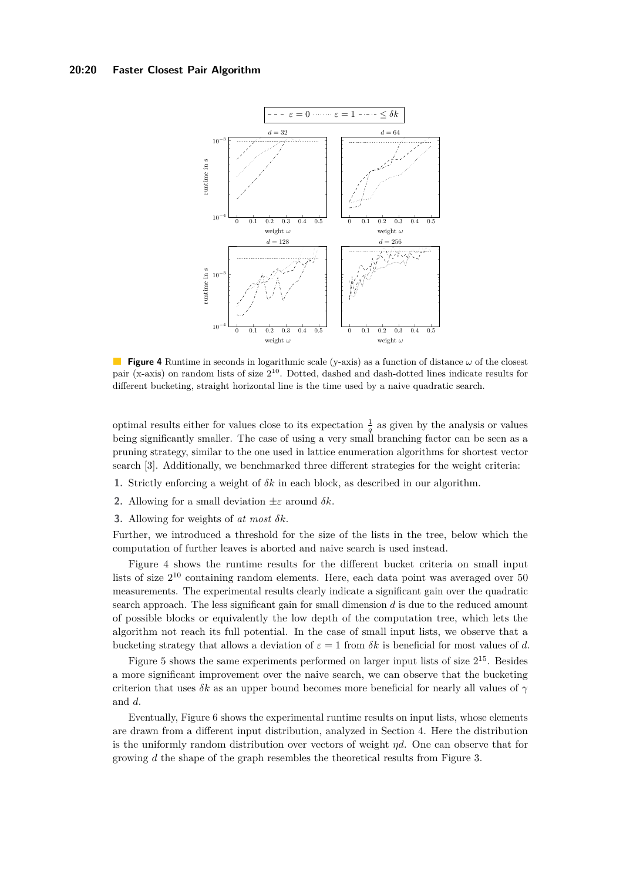**Figure 4** Runtime in seconds in logarithmic scale (y-axis) as a function of distance $\omega$ of the closest pair (x-axis) on random lists of size $2^{10}$. Dotted, dashed and dash-dotted lines indicate results for different bucketing, straight horizontal line is the time used by a naive quadratic search.

optimal results either for values close to its expectation $\frac{1}{q}$ as given by the analysis or values being significantly smaller. The case of using a very small branching factor can be seen as a pruning strategy, similar to the one used in lattice enumeration algorithms for shortest vector search [3]. Additionally, we benchmarked three different strategies for the weight criteria:

1. Strictly enforcing a weight of $\delta k$ in each block, as described in our algorithm.
2. Allowing for a small deviation $\pm\varepsilon$ around $\delta k$.
3. Allowing for weights of *at most* $\delta k$.

Further, we introduced a threshold for the size of the lists in the tree, below which the computation of further leaves is aborted and naive search is used instead.

Figure 4 shows the runtime results for the different bucket criteria on small input lists of size $2^{10}$ containing random elements. Here, each data point was averaged over 50 measurements. The experimental results clearly indicate a significant gain over the quadratic search approach. The less significant gain for small dimension $d$ is due to the reduced amount of possible blocks or equivalently the low depth of the computation tree, which lets the algorithm not reach its full potential. In the case of small input lists, we observe that a bucketing strategy that allows a deviation of $\varepsilon = 1$ from $\delta k$ is beneficial for most values of $d$.

Figure 5 shows the same experiments performed on larger input lists of size $2^{15}$. Besides a more significant improvement over the naive search, we can observe that the bucketing criterion that uses $\delta k$ as an upper bound becomes more beneficial for nearly all values of $\gamma$ and $d$.

Eventually, Figure 6 shows the experimental runtime results on input lists, whose elements are drawn from a different input distribution, analyzed in Section 4. Here the distribution is the uniformly random distribution over vectors of weight $\eta d$. One can observe that for growing $d$ the shape of the graph resembles the theoretical results from Figure 3.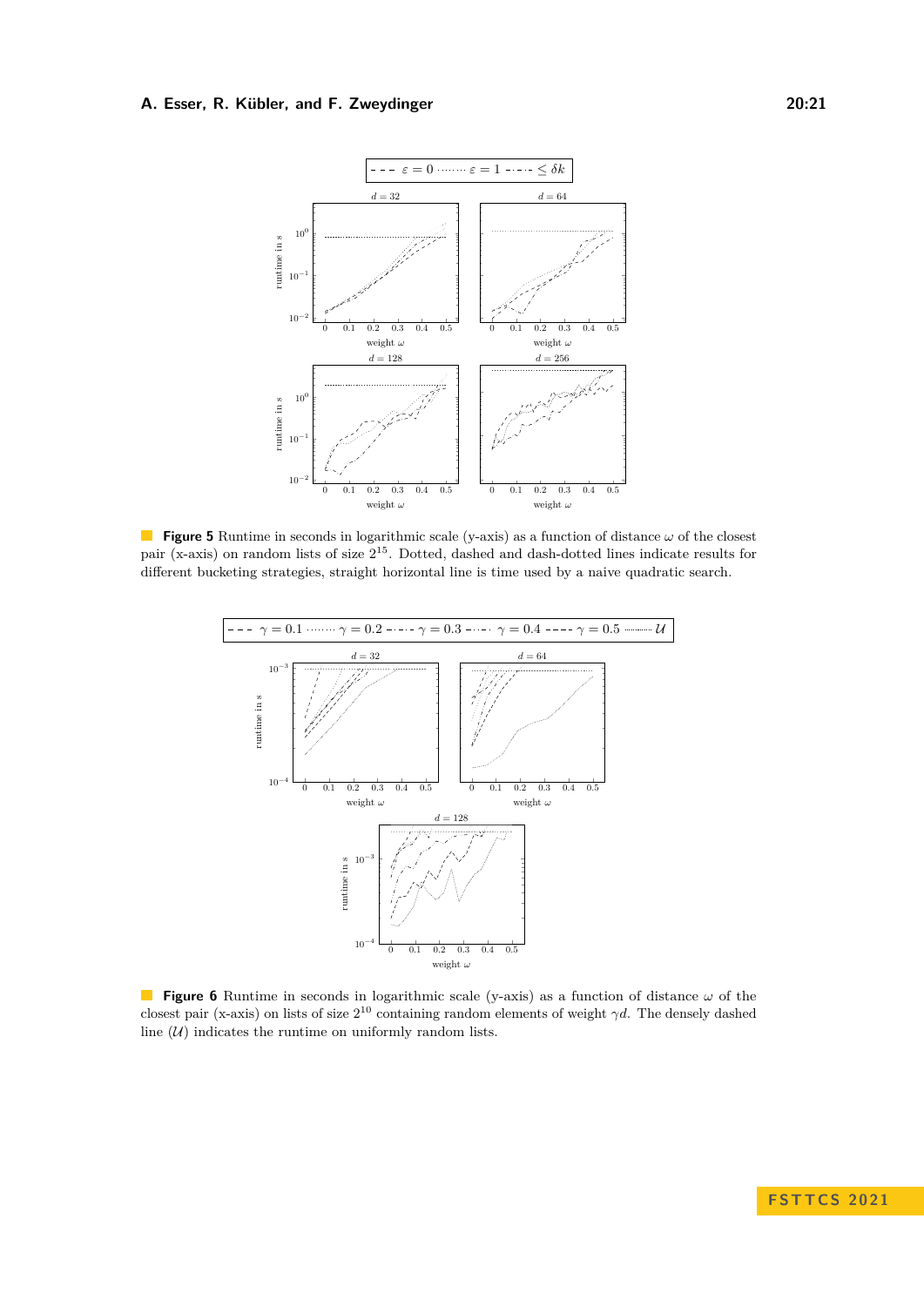$-\,-\,-\ \varepsilon = 0$ $\cdots\cdots\ \varepsilon = 1$ $-\cdot-\cdot-\ \leq \delta k$

$d = 32$

$d = 64$

$d = 128$

$d = 256$

runtime in s

$10^{0}$

$10^{-1}$

$10^{-2}$

0 0.1 0.2 0.3 0.4 0.5

weight $\omega$

**Figure 5** Runtime in seconds in logarithmic scale (y-axis) as a function of distance $\omega$ of the closest pair (x-axis) on random lists of size $2^{15}$. Dotted, dashed and dash-dotted lines indicate results for different bucketing strategies, straight horizontal line is time used by a naive quadratic search.

$\gamma = 0.1$ $\gamma = 0.2$ $\gamma = 0.3$ $\gamma = 0.4$ $\gamma = 0.5$ $\mathcal{U}$

$d = 32$

$d = 64$

$d = 128$

runtime in s

$10^{-3}$

$10^{-4}$

0 0.1 0.2 0.3 0.4 0.5

weight $\omega$

**Figure 6** Runtime in seconds in logarithmic scale (y-axis) as a function of distance $\omega$ of the closest pair (x-axis) on lists of size $2^{10}$ containing random elements of weight $\gamma d$. The densely dashed line ($\mathcal{U}$) indicates the runtime on uniformly random lists.